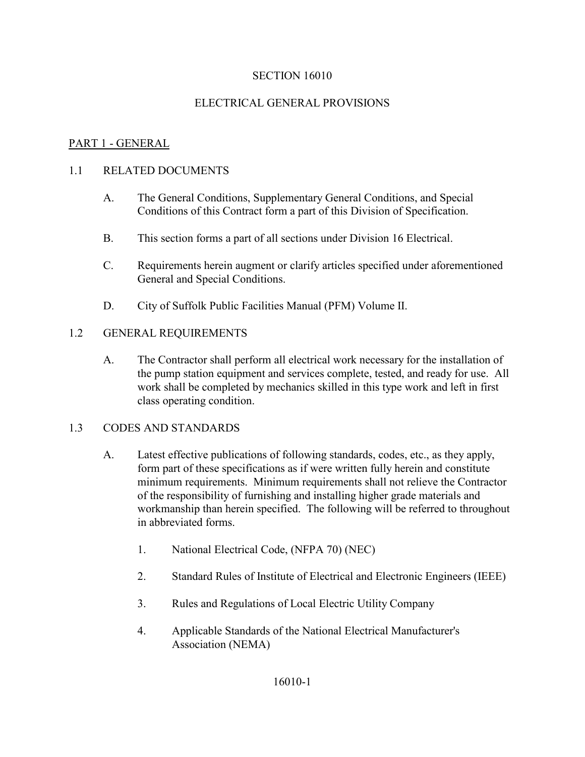# SECTION 16010

## ELECTRICAL GENERAL PROVISIONS

## PART 1 - GENERAL

### 1.1 RELATED DOCUMENTS

A. The General Conditions, Supplementary General Conditions, and Special Conditions of this Contract form a part of this Division of Specification.

B. This section forms a part of all sections under Division 16 Electrical.

C. Requirements herein augment or clarify articles specified under aforementioned General and Special Conditions.

D. City of Suffolk Public Facilities Manual (PFM) Volume II.

### 1.2 GENERAL REQUIREMENTS

A. The Contractor shall perform all electrical work necessary for the installation of the pump station equipment and services complete, tested, and ready for use. All work shall be completed by mechanics skilled in this type work and left in first class operating condition.

### 1.3 CODES AND STANDARDS

A. Latest effective publications of following standards, codes, etc., as they apply, form part of these specifications as if were written fully herein and constitute minimum requirements. Minimum requirements shall not relieve the Contractor of the responsibility of furnishing and installing higher grade materials and workmanship than herein specified. The following will be referred to throughout in abbreviated forms.

1. National Electrical Code, (NFPA 70) (NEC)
2. Standard Rules of Institute of Electrical and Electronic Engineers (IEEE)
3. Rules and Regulations of Local Electric Utility Company
4. Applicable Standards of the National Electrical Manufacturer's Association (NEMA)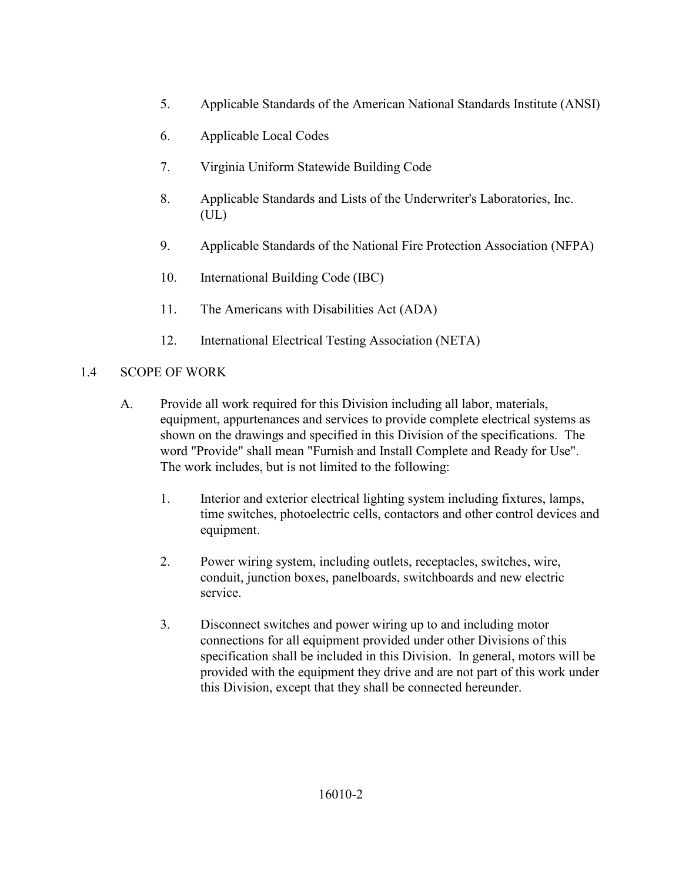5. Applicable Standards of the American National Standards Institute (ANSI)

6. Applicable Local Codes

7. Virginia Uniform Statewide Building Code

8. Applicable Standards and Lists of the Underwriter's Laboratories, Inc. (UL)

9. Applicable Standards of the National Fire Protection Association (NFPA)

10. International Building Code (IBC)

11. The Americans with Disabilities Act (ADA)

12. International Electrical Testing Association (NETA)

## 1.4 SCOPE OF WORK

A. Provide all work required for this Division including all labor, materials, equipment, appurtenances and services to provide complete electrical systems as shown on the drawings and specified in this Division of the specifications. The word "Provide" shall mean "Furnish and Install Complete and Ready for Use". The work includes, but is not limited to the following:

   1. Interior and exterior electrical lighting system including fixtures, lamps, time switches, photoelectric cells, contactors and other control devices and equipment.

   2. Power wiring system, including outlets, receptacles, switches, wire, conduit, junction boxes, panelboards, switchboards and new electric service.

   3. Disconnect switches and power wiring up to and including motor connections for all equipment provided under other Divisions of this specification shall be included in this Division. In general, motors will be provided with the equipment they drive and are not part of this work under this Division, except that they shall be connected hereunder.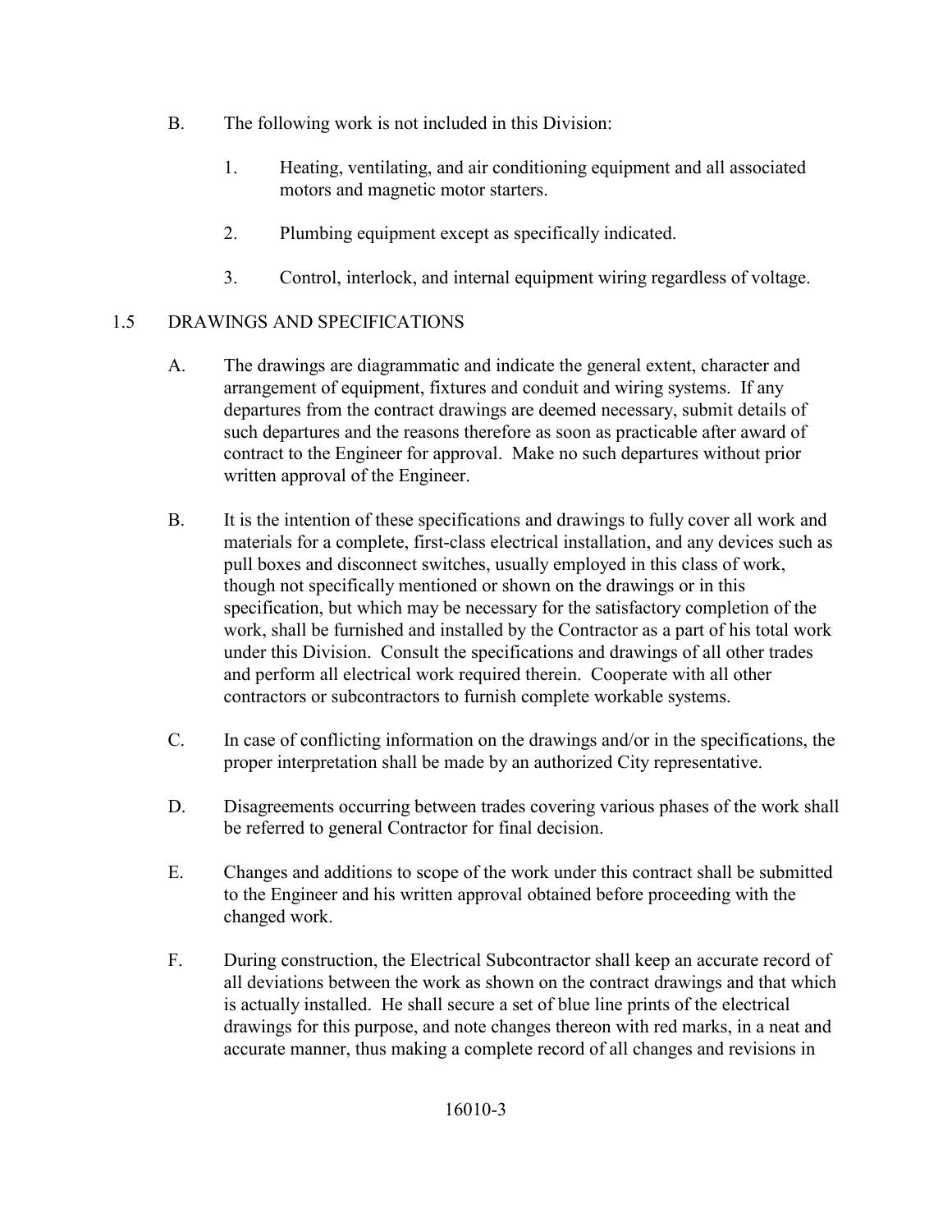B. The following work is not included in this Division:

   1. Heating, ventilating, and air conditioning equipment and all associated motors and magnetic motor starters.

   2. Plumbing equipment except as specifically indicated.

   3. Control, interlock, and internal equipment wiring regardless of voltage.

## 1.5 DRAWINGS AND SPECIFICATIONS

A. The drawings are diagrammatic and indicate the general extent, character and arrangement of equipment, fixtures and conduit and wiring systems. If any departures from the contract drawings are deemed necessary, submit details of such departures and the reasons therefore as soon as practicable after award of contract to the Engineer for approval. Make no such departures without prior written approval of the Engineer.

B. It is the intention of these specifications and drawings to fully cover all work and materials for a complete, first-class electrical installation, and any devices such as pull boxes and disconnect switches, usually employed in this class of work, though not specifically mentioned or shown on the drawings or in this specification, but which may be necessary for the satisfactory completion of the work, shall be furnished and installed by the Contractor as a part of his total work under this Division. Consult the specifications and drawings of all other trades and perform all electrical work required therein. Cooperate with all other contractors or subcontractors to furnish complete workable systems.

C. In case of conflicting information on the drawings and/or in the specifications, the proper interpretation shall be made by an authorized City representative.

D. Disagreements occurring between trades covering various phases of the work shall be referred to general Contractor for final decision.

E. Changes and additions to scope of the work under this contract shall be submitted to the Engineer and his written approval obtained before proceeding with the changed work.

F. During construction, the Electrical Subcontractor shall keep an accurate record of all deviations between the work as shown on the contract drawings and that which is actually installed. He shall secure a set of blue line prints of the electrical drawings for this purpose, and note changes thereon with red marks, in a neat and accurate manner, thus making a complete record of all changes and revisions in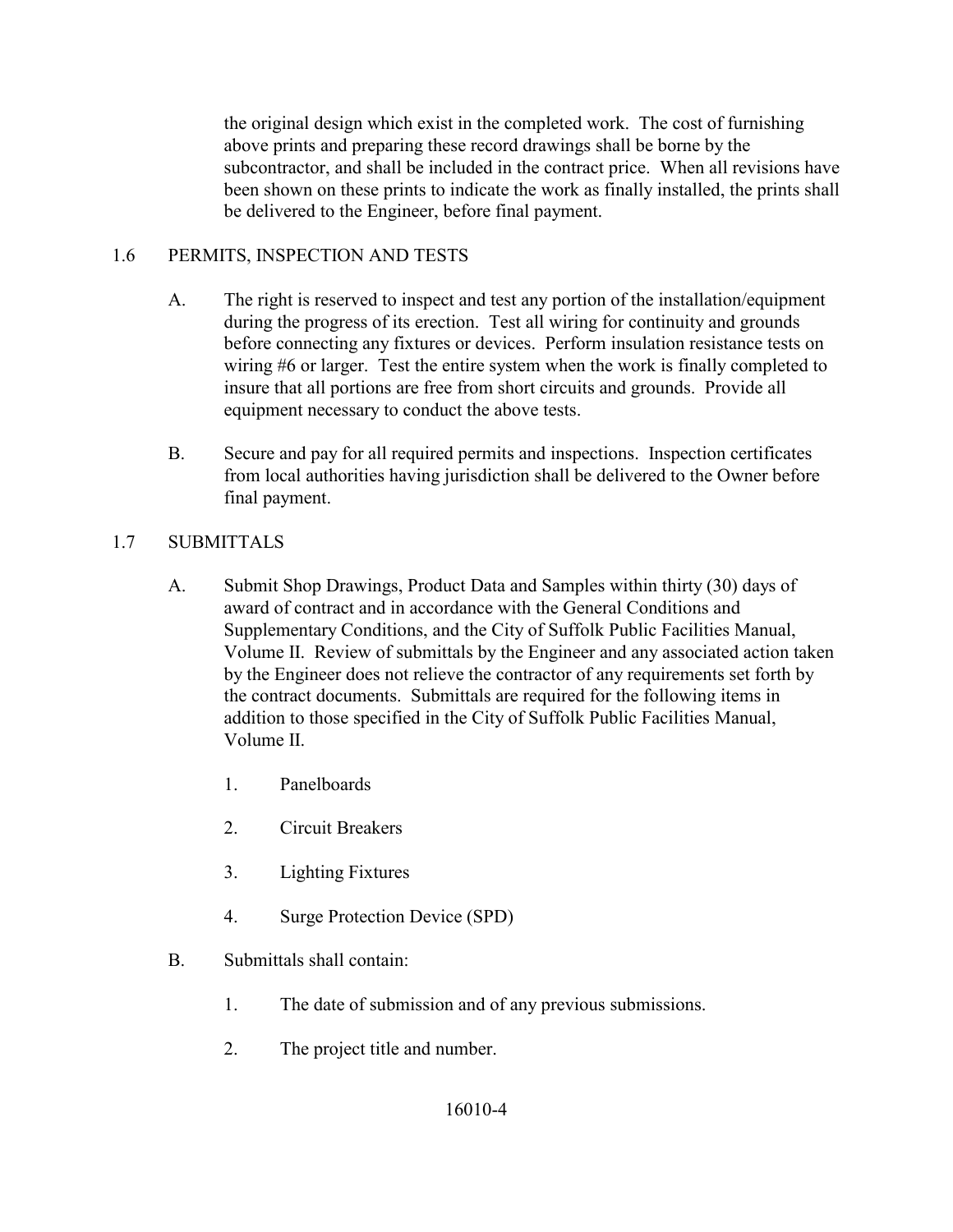the original design which exist in the completed work. The cost of furnishing above prints and preparing these record drawings shall be borne by the subcontractor, and shall be included in the contract price. When all revisions have been shown on these prints to indicate the work as finally installed, the prints shall be delivered to the Engineer, before final payment.

## 1.6 PERMITS, INSPECTION AND TESTS

A. The right is reserved to inspect and test any portion of the installation/equipment during the progress of its erection. Test all wiring for continuity and grounds before connecting any fixtures or devices. Perform insulation resistance tests on wiring #6 or larger. Test the entire system when the work is finally completed to insure that all portions are free from short circuits and grounds. Provide all equipment necessary to conduct the above tests.

B. Secure and pay for all required permits and inspections. Inspection certificates from local authorities having jurisdiction shall be delivered to the Owner before final payment.

## 1.7 SUBMITTALS

A. Submit Shop Drawings, Product Data and Samples within thirty (30) days of award of contract and in accordance with the General Conditions and Supplementary Conditions, and the City of Suffolk Public Facilities Manual, Volume II. Review of submittals by the Engineer and any associated action taken by the Engineer does not relieve the contractor of any requirements set forth by the contract documents. Submittals are required for the following items in addition to those specified in the City of Suffolk Public Facilities Manual, Volume II.

1. Panelboards
2. Circuit Breakers
3. Lighting Fixtures
4. Surge Protection Device (SPD)

B. Submittals shall contain:

1. The date of submission and of any previous submissions.
2. The project title and number.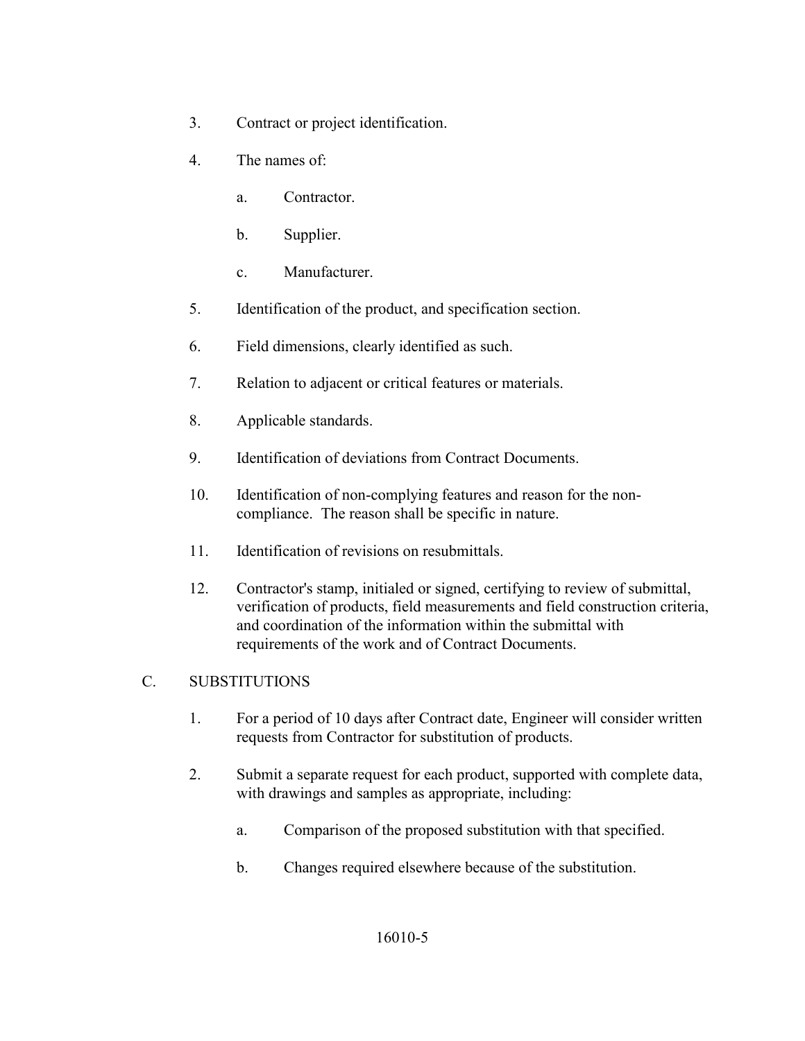3. Contract or project identification.

4. The names of:

    a. Contractor.

    b. Supplier.

    c. Manufacturer.

5. Identification of the product, and specification section.

6. Field dimensions, clearly identified as such.

7. Relation to adjacent or critical features or materials.

8. Applicable standards.

9. Identification of deviations from Contract Documents.

10. Identification of non-complying features and reason for the non-compliance. The reason shall be specific in nature.

11. Identification of revisions on resubmittals.

12. Contractor's stamp, initialed or signed, certifying to review of submittal, verification of products, field measurements and field construction criteria, and coordination of the information within the submittal with requirements of the work and of Contract Documents.

C. SUBSTITUTIONS

1. For a period of 10 days after Contract date, Engineer will consider written requests from Contractor for substitution of products.

2. Submit a separate request for each product, supported with complete data, with drawings and samples as appropriate, including:

    a. Comparison of the proposed substitution with that specified.

    b. Changes required elsewhere because of the substitution.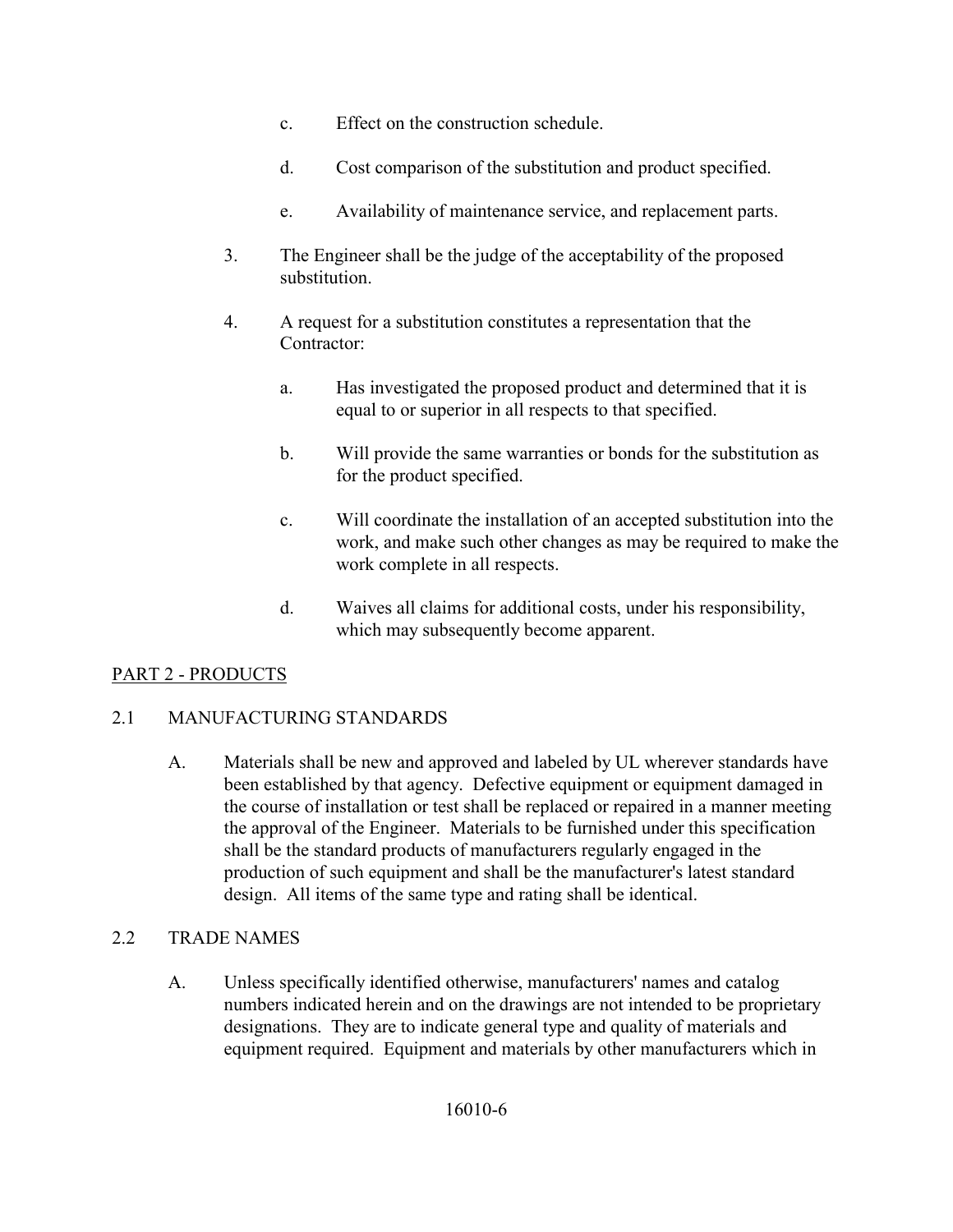c. Effect on the construction schedule.

   d. Cost comparison of the substitution and product specified.

   e. Availability of maintenance service, and replacement parts.

3. The Engineer shall be the judge of the acceptability of the proposed substitution.

4. A request for a substitution constitutes a representation that the Contractor:

   a. Has investigated the proposed product and determined that it is equal to or superior in all respects to that specified.

   b. Will provide the same warranties or bonds for the substitution as for the product specified.

   c. Will coordinate the installation of an accepted substitution into the work, and make such other changes as may be required to make the work complete in all respects.

   d. Waives all claims for additional costs, under his responsibility, which may subsequently become apparent.

## PART 2 - PRODUCTS

### 2.1 MANUFACTURING STANDARDS

A. Materials shall be new and approved and labeled by UL wherever standards have been established by that agency. Defective equipment or equipment damaged in the course of installation or test shall be replaced or repaired in a manner meeting the approval of the Engineer. Materials to be furnished under this specification shall be the standard products of manufacturers regularly engaged in the production of such equipment and shall be the manufacturer's latest standard design. All items of the same type and rating shall be identical.

### 2.2 TRADE NAMES

A. Unless specifically identified otherwise, manufacturers' names and catalog numbers indicated herein and on the drawings are not intended to be proprietary designations. They are to indicate general type and quality of materials and equipment required. Equipment and materials by other manufacturers which in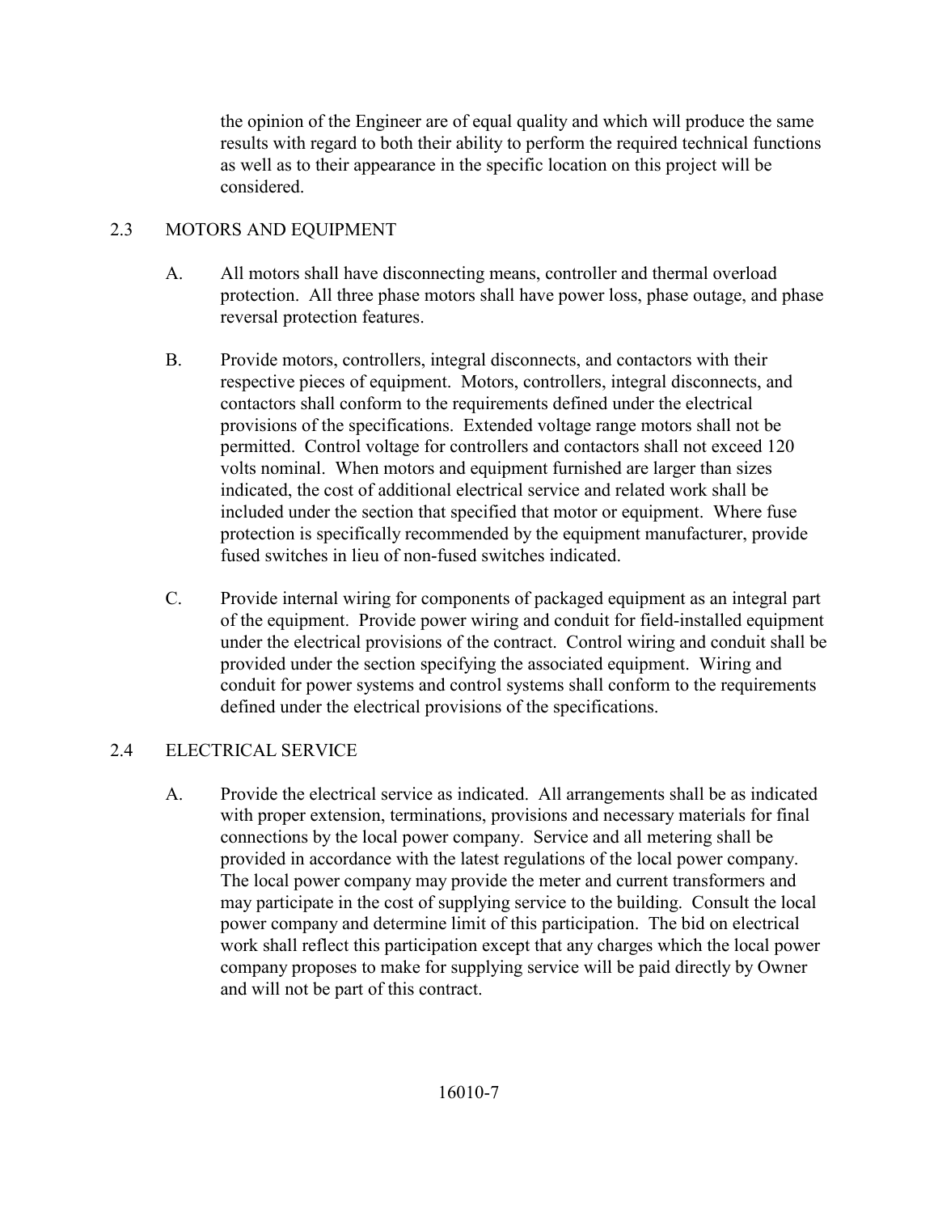the opinion of the Engineer are of equal quality and which will produce the same results with regard to both their ability to perform the required technical functions as well as to their appearance in the specific location on this project will be considered.

## 2.3 MOTORS AND EQUIPMENT

A. All motors shall have disconnecting means, controller and thermal overload protection. All three phase motors shall have power loss, phase outage, and phase reversal protection features.

B. Provide motors, controllers, integral disconnects, and contactors with their respective pieces of equipment. Motors, controllers, integral disconnects, and contactors shall conform to the requirements defined under the electrical provisions of the specifications. Extended voltage range motors shall not be permitted. Control voltage for controllers and contactors shall not exceed 120 volts nominal. When motors and equipment furnished are larger than sizes indicated, the cost of additional electrical service and related work shall be included under the section that specified that motor or equipment. Where fuse protection is specifically recommended by the equipment manufacturer, provide fused switches in lieu of non-fused switches indicated.

C. Provide internal wiring for components of packaged equipment as an integral part of the equipment. Provide power wiring and conduit for field-installed equipment under the electrical provisions of the contract. Control wiring and conduit shall be provided under the section specifying the associated equipment. Wiring and conduit for power systems and control systems shall conform to the requirements defined under the electrical provisions of the specifications.

## 2.4 ELECTRICAL SERVICE

A. Provide the electrical service as indicated. All arrangements shall be as indicated with proper extension, terminations, provisions and necessary materials for final connections by the local power company. Service and all metering shall be provided in accordance with the latest regulations of the local power company. The local power company may provide the meter and current transformers and may participate in the cost of supplying service to the building. Consult the local power company and determine limit of this participation. The bid on electrical work shall reflect this participation except that any charges which the local power company proposes to make for supplying service will be paid directly by Owner and will not be part of this contract.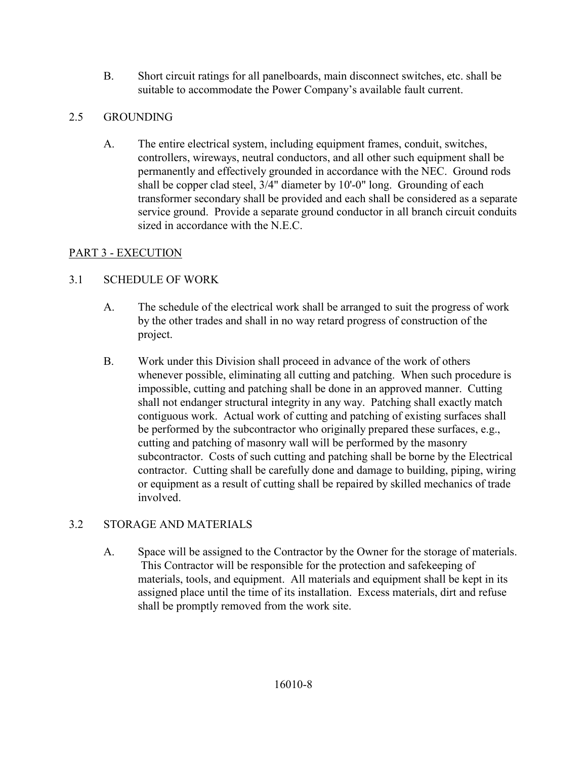B. Short circuit ratings for all panelboards, main disconnect switches, etc. shall be suitable to accommodate the Power Company's available fault current.

2.5 GROUNDING

A. The entire electrical system, including equipment frames, conduit, switches, controllers, wireways, neutral conductors, and all other such equipment shall be permanently and effectively grounded in accordance with the NEC. Ground rods shall be copper clad steel, 3/4" diameter by 10'-0" long. Grounding of each transformer secondary shall be provided and each shall be considered as a separate service ground. Provide a separate ground conductor in all branch circuit conduits sized in accordance with the N.E.C.

PART 3 - EXECUTION

3.1 SCHEDULE OF WORK

A. The schedule of the electrical work shall be arranged to suit the progress of work by the other trades and shall in no way retard progress of construction of the project.

B. Work under this Division shall proceed in advance of the work of others whenever possible, eliminating all cutting and patching. When such procedure is impossible, cutting and patching shall be done in an approved manner. Cutting shall not endanger structural integrity in any way. Patching shall exactly match contiguous work. Actual work of cutting and patching of existing surfaces shall be performed by the subcontractor who originally prepared these surfaces, e.g., cutting and patching of masonry wall will be performed by the masonry subcontractor. Costs of such cutting and patching shall be borne by the Electrical contractor. Cutting shall be carefully done and damage to building, piping, wiring or equipment as a result of cutting shall be repaired by skilled mechanics of trade involved.

3.2 STORAGE AND MATERIALS

A. Space will be assigned to the Contractor by the Owner for the storage of materials. This Contractor will be responsible for the protection and safekeeping of materials, tools, and equipment. All materials and equipment shall be kept in its assigned place until the time of its installation. Excess materials, dirt and refuse shall be promptly removed from the work site.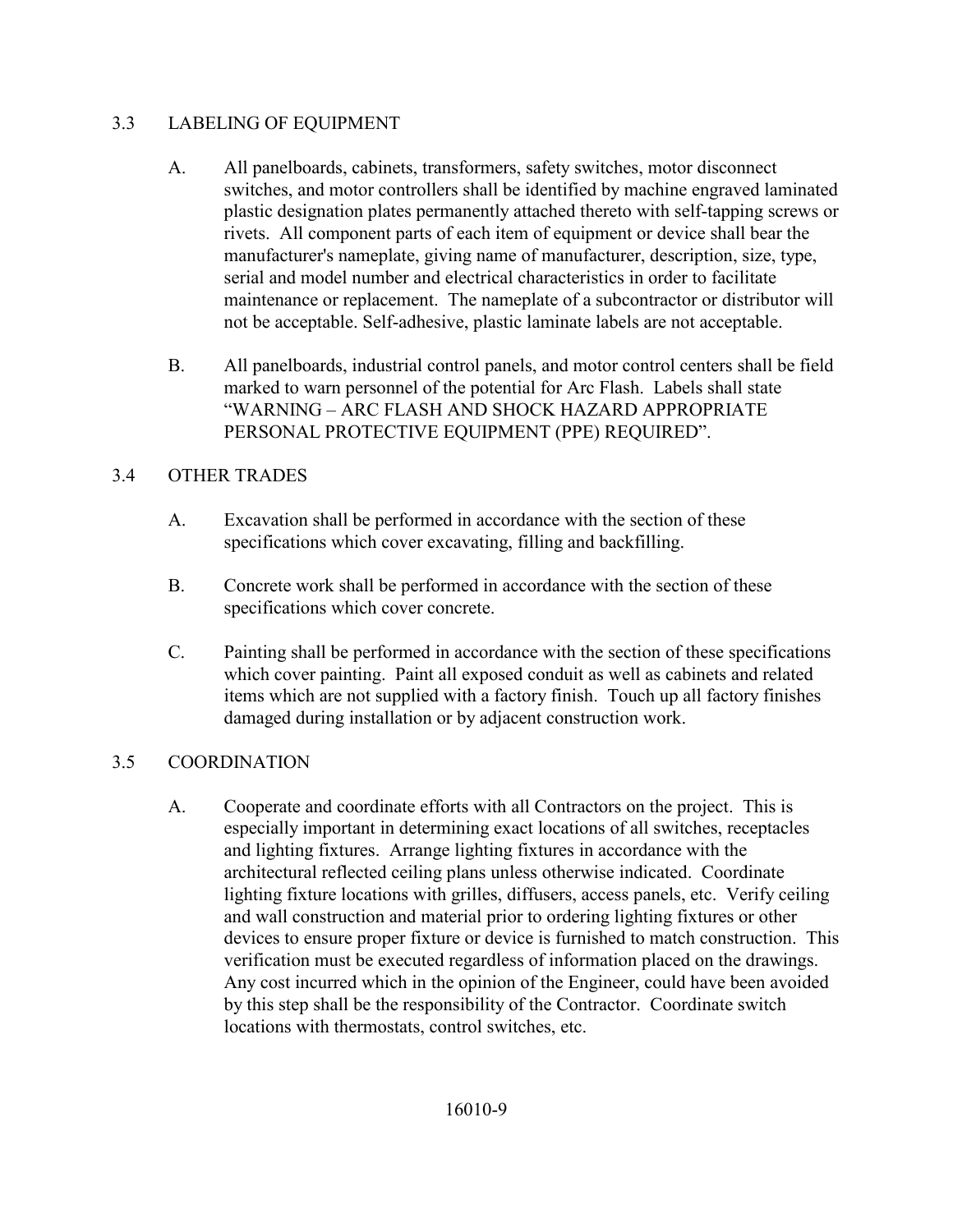## 3.3 LABELING OF EQUIPMENT

A. All panelboards, cabinets, transformers, safety switches, motor disconnect switches, and motor controllers shall be identified by machine engraved laminated plastic designation plates permanently attached thereto with self-tapping screws or rivets. All component parts of each item of equipment or device shall bear the manufacturer's nameplate, giving name of manufacturer, description, size, type, serial and model number and electrical characteristics in order to facilitate maintenance or replacement. The nameplate of a subcontractor or distributor will not be acceptable. Self-adhesive, plastic laminate labels are not acceptable.

B. All panelboards, industrial control panels, and motor control centers shall be field marked to warn personnel of the potential for Arc Flash. Labels shall state "WARNING – ARC FLASH AND SHOCK HAZARD APPROPRIATE PERSONAL PROTECTIVE EQUIPMENT (PPE) REQUIRED".

## 3.4 OTHER TRADES

A. Excavation shall be performed in accordance with the section of these specifications which cover excavating, filling and backfilling.

B. Concrete work shall be performed in accordance with the section of these specifications which cover concrete.

C. Painting shall be performed in accordance with the section of these specifications which cover painting. Paint all exposed conduit as well as cabinets and related items which are not supplied with a factory finish. Touch up all factory finishes damaged during installation or by adjacent construction work.

## 3.5 COORDINATION

A. Cooperate and coordinate efforts with all Contractors on the project. This is especially important in determining exact locations of all switches, receptacles and lighting fixtures. Arrange lighting fixtures in accordance with the architectural reflected ceiling plans unless otherwise indicated. Coordinate lighting fixture locations with grilles, diffusers, access panels, etc. Verify ceiling and wall construction and material prior to ordering lighting fixtures or other devices to ensure proper fixture or device is furnished to match construction. This verification must be executed regardless of information placed on the drawings. Any cost incurred which in the opinion of the Engineer, could have been avoided by this step shall be the responsibility of the Contractor. Coordinate switch locations with thermostats, control switches, etc.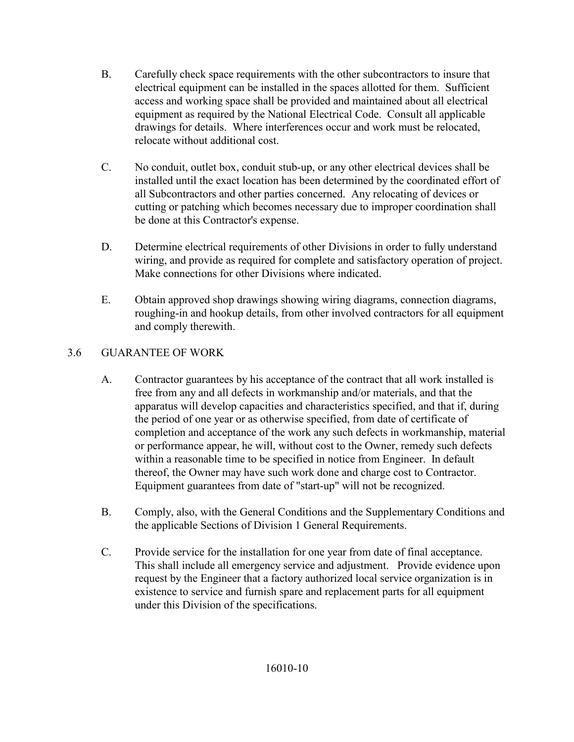B. Carefully check space requirements with the other subcontractors to insure that electrical equipment can be installed in the spaces allotted for them. Sufficient access and working space shall be provided and maintained about all electrical equipment as required by the National Electrical Code. Consult all applicable drawings for details. Where interferences occur and work must be relocated, relocate without additional cost.

C. No conduit, outlet box, conduit stub-up, or any other electrical devices shall be installed until the exact location has been determined by the coordinated effort of all Subcontractors and other parties concerned. Any relocating of devices or cutting or patching which becomes necessary due to improper coordination shall be done at this Contractor's expense.

D. Determine electrical requirements of other Divisions in order to fully understand wiring, and provide as required for complete and satisfactory operation of project. Make connections for other Divisions where indicated.

E. Obtain approved shop drawings showing wiring diagrams, connection diagrams, roughing-in and hookup details, from other involved contractors for all equipment and comply therewith.

## 3.6 GUARANTEE OF WORK

A. Contractor guarantees by his acceptance of the contract that all work installed is free from any and all defects in workmanship and/or materials, and that the apparatus will develop capacities and characteristics specified, and that if, during the period of one year or as otherwise specified, from date of certificate of completion and acceptance of the work any such defects in workmanship, material or performance appear, he will, without cost to the Owner, remedy such defects within a reasonable time to be specified in notice from Engineer. In default thereof, the Owner may have such work done and charge cost to Contractor. Equipment guarantees from date of "start-up" will not be recognized.

B. Comply, also, with the General Conditions and the Supplementary Conditions and the applicable Sections of Division 1 General Requirements.

C. Provide service for the installation for one year from date of final acceptance. This shall include all emergency service and adjustment. Provide evidence upon request by the Engineer that a factory authorized local service organization is in existence to service and furnish spare and replacement parts for all equipment under this Division of the specifications.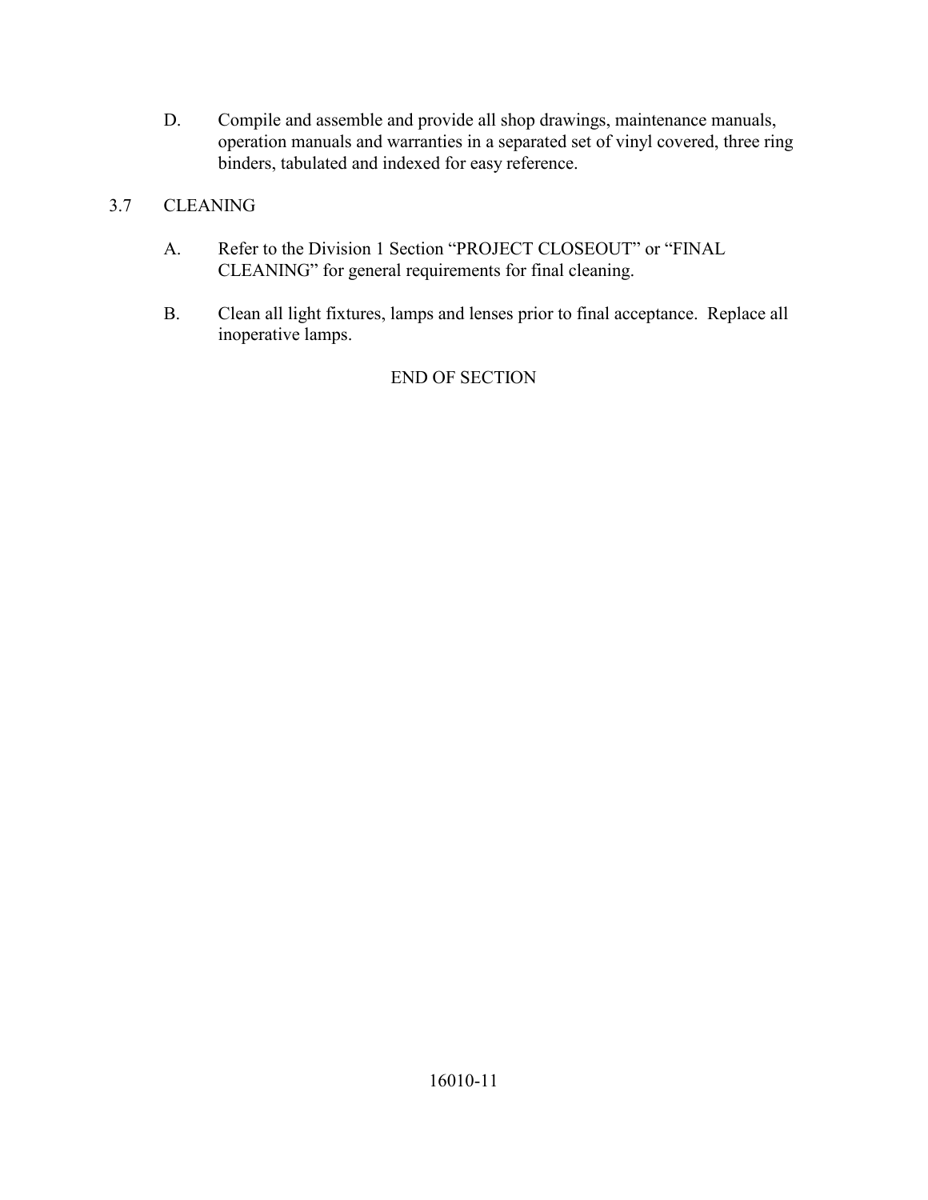D. Compile and assemble and provide all shop drawings, maintenance manuals, operation manuals and warranties in a separated set of vinyl covered, three ring binders, tabulated and indexed for easy reference.

### 3.7 CLEANING

A. Refer to the Division 1 Section "PROJECT CLOSEOUT" or "FINAL CLEANING" for general requirements for final cleaning.

B. Clean all light fixtures, lamps and lenses prior to final acceptance. Replace all inoperative lamps.

END OF SECTION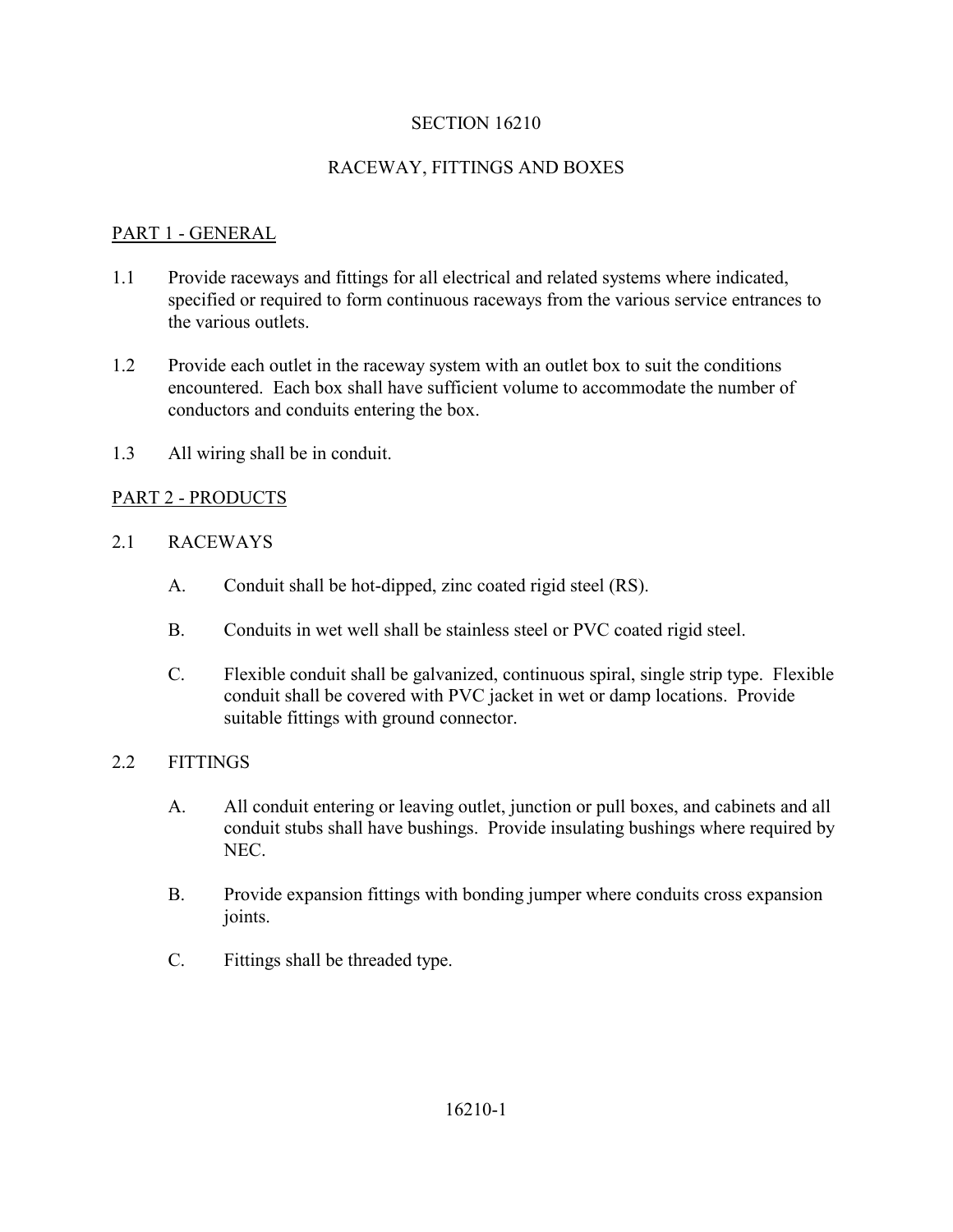# SECTION 16210

# RACEWAY, FITTINGS AND BOXES

## PART 1 - GENERAL

1.1 Provide raceways and fittings for all electrical and related systems where indicated, specified or required to form continuous raceways from the various service entrances to the various outlets.

1.2 Provide each outlet in the raceway system with an outlet box to suit the conditions encountered. Each box shall have sufficient volume to accommodate the number of conductors and conduits entering the box.

1.3 All wiring shall be in conduit.

## PART 2 - PRODUCTS

### 2.1 RACEWAYS

A. Conduit shall be hot-dipped, zinc coated rigid steel (RS).

B. Conduits in wet well shall be stainless steel or PVC coated rigid steel.

C. Flexible conduit shall be galvanized, continuous spiral, single strip type. Flexible conduit shall be covered with PVC jacket in wet or damp locations. Provide suitable fittings with ground connector.

### 2.2 FITTINGS

A. All conduit entering or leaving outlet, junction or pull boxes, and cabinets and all conduit stubs shall have bushings. Provide insulating bushings where required by NEC.

B. Provide expansion fittings with bonding jumper where conduits cross expansion joints.

C. Fittings shall be threaded type.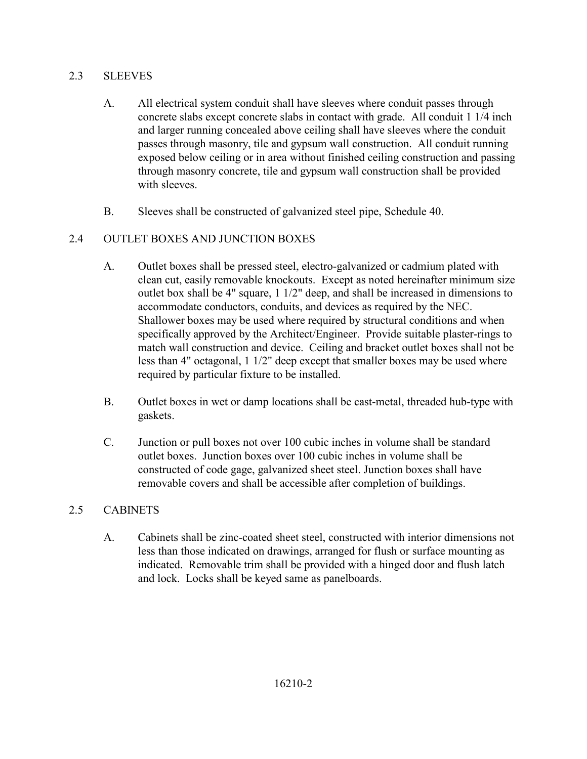## 2.3 SLEEVES

A. All electrical system conduit shall have sleeves where conduit passes through concrete slabs except concrete slabs in contact with grade. All conduit 1 1/4 inch and larger running concealed above ceiling shall have sleeves where the conduit passes through masonry, tile and gypsum wall construction. All conduit running exposed below ceiling or in area without finished ceiling construction and passing through masonry concrete, tile and gypsum wall construction shall be provided with sleeves.

B. Sleeves shall be constructed of galvanized steel pipe, Schedule 40.

## 2.4 OUTLET BOXES AND JUNCTION BOXES

A. Outlet boxes shall be pressed steel, electro-galvanized or cadmium plated with clean cut, easily removable knockouts. Except as noted hereinafter minimum size outlet box shall be 4" square, 1 1/2" deep, and shall be increased in dimensions to accommodate conductors, conduits, and devices as required by the NEC. Shallower boxes may be used where required by structural conditions and when specifically approved by the Architect/Engineer. Provide suitable plaster-rings to match wall construction and device. Ceiling and bracket outlet boxes shall not be less than 4" octagonal, 1 1/2" deep except that smaller boxes may be used where required by particular fixture to be installed.

B. Outlet boxes in wet or damp locations shall be cast-metal, threaded hub-type with gaskets.

C. Junction or pull boxes not over 100 cubic inches in volume shall be standard outlet boxes. Junction boxes over 100 cubic inches in volume shall be constructed of code gage, galvanized sheet steel. Junction boxes shall have removable covers and shall be accessible after completion of buildings.

## 2.5 CABINETS

A. Cabinets shall be zinc-coated sheet steel, constructed with interior dimensions not less than those indicated on drawings, arranged for flush or surface mounting as indicated. Removable trim shall be provided with a hinged door and flush latch and lock. Locks shall be keyed same as panelboards.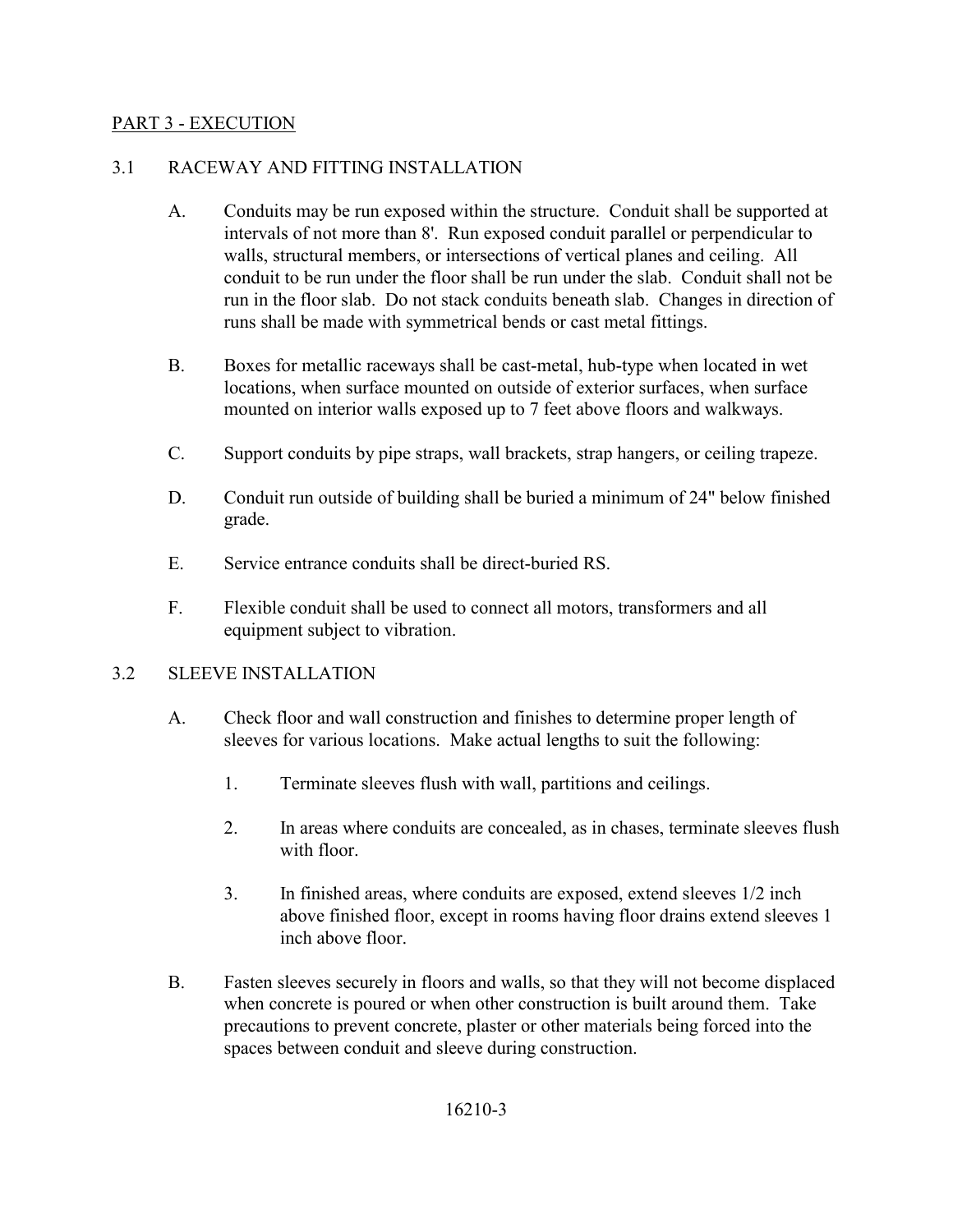## PART 3 - EXECUTION

### 3.1 RACEWAY AND FITTING INSTALLATION

A. Conduits may be run exposed within the structure. Conduit shall be supported at intervals of not more than 8'. Run exposed conduit parallel or perpendicular to walls, structural members, or intersections of vertical planes and ceiling. All conduit to be run under the floor shall be run under the slab. Conduit shall not be run in the floor slab. Do not stack conduits beneath slab. Changes in direction of runs shall be made with symmetrical bends or cast metal fittings.

B. Boxes for metallic raceways shall be cast-metal, hub-type when located in wet locations, when surface mounted on outside of exterior surfaces, when surface mounted on interior walls exposed up to 7 feet above floors and walkways.

C. Support conduits by pipe straps, wall brackets, strap hangers, or ceiling trapeze.

D. Conduit run outside of building shall be buried a minimum of 24" below finished grade.

E. Service entrance conduits shall be direct-buried RS.

F. Flexible conduit shall be used to connect all motors, transformers and all equipment subject to vibration.

### 3.2 SLEEVE INSTALLATION

A. Check floor and wall construction and finishes to determine proper length of sleeves for various locations. Make actual lengths to suit the following:

1. Terminate sleeves flush with wall, partitions and ceilings.

2. In areas where conduits are concealed, as in chases, terminate sleeves flush with floor.

3. In finished areas, where conduits are exposed, extend sleeves 1/2 inch above finished floor, except in rooms having floor drains extend sleeves 1 inch above floor.

B. Fasten sleeves securely in floors and walls, so that they will not become displaced when concrete is poured or when other construction is built around them. Take precautions to prevent concrete, plaster or other materials being forced into the spaces between conduit and sleeve during construction.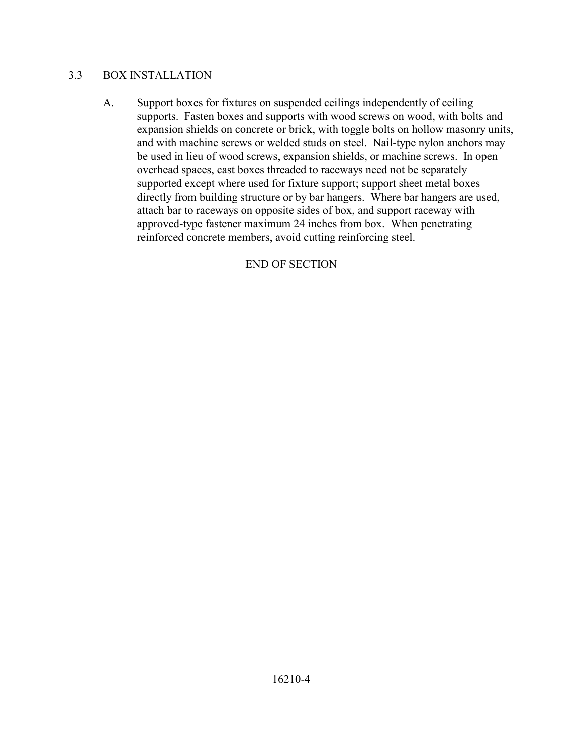## 3.3 BOX INSTALLATION

A. Support boxes for fixtures on suspended ceilings independently of ceiling supports. Fasten boxes and supports with wood screws on wood, with bolts and expansion shields on concrete or brick, with toggle bolts on hollow masonry units, and with machine screws or welded studs on steel. Nail-type nylon anchors may be used in lieu of wood screws, expansion shields, or machine screws. In open overhead spaces, cast boxes threaded to raceways need not be separately supported except where used for fixture support; support sheet metal boxes directly from building structure or by bar hangers. Where bar hangers are used, attach bar to raceways on opposite sides of box, and support raceway with approved-type fastener maximum 24 inches from box. When penetrating reinforced concrete members, avoid cutting reinforcing steel.

END OF SECTION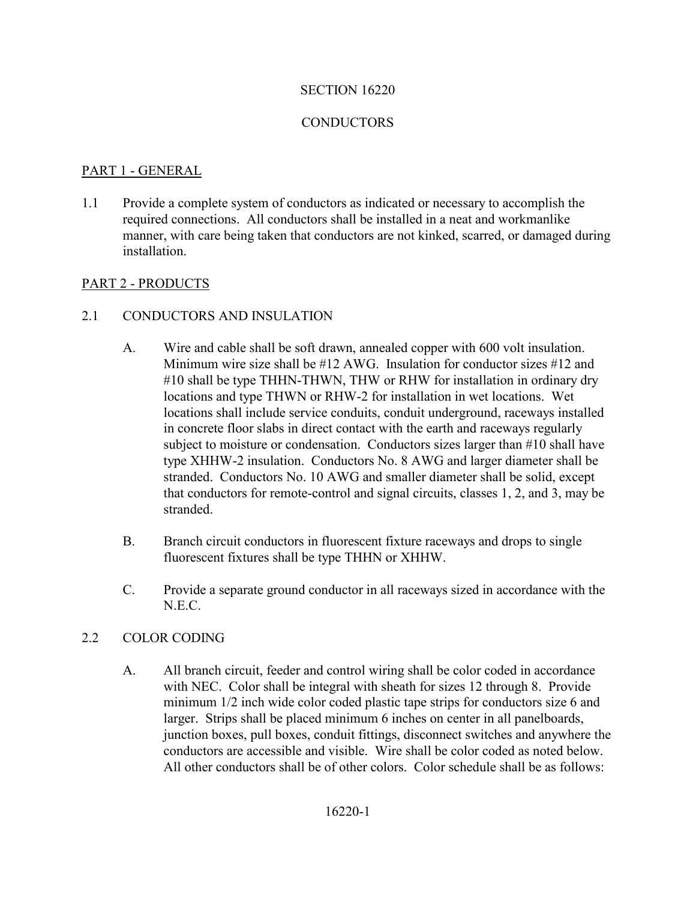# SECTION 16220

# CONDUCTORS

## PART 1 - GENERAL

1.1 Provide a complete system of conductors as indicated or necessary to accomplish the required connections. All conductors shall be installed in a neat and workmanlike manner, with care being taken that conductors are not kinked, scarred, or damaged during installation.

## PART 2 - PRODUCTS

### 2.1 CONDUCTORS AND INSULATION

A. Wire and cable shall be soft drawn, annealed copper with 600 volt insulation. Minimum wire size shall be #12 AWG. Insulation for conductor sizes #12 and #10 shall be type THHN-THWN, THW or RHW for installation in ordinary dry locations and type THWN or RHW-2 for installation in wet locations. Wet locations shall include service conduits, conduit underground, raceways installed in concrete floor slabs in direct contact with the earth and raceways regularly subject to moisture or condensation. Conductors sizes larger than #10 shall have type XHHW-2 insulation. Conductors No. 8 AWG and larger diameter shall be stranded. Conductors No. 10 AWG and smaller diameter shall be solid, except that conductors for remote-control and signal circuits, classes 1, 2, and 3, may be stranded.

B. Branch circuit conductors in fluorescent fixture raceways and drops to single fluorescent fixtures shall be type THHN or XHHW.

C. Provide a separate ground conductor in all raceways sized in accordance with the N.E.C.

### 2.2 COLOR CODING

A. All branch circuit, feeder and control wiring shall be color coded in accordance with NEC. Color shall be integral with sheath for sizes 12 through 8. Provide minimum 1/2 inch wide color coded plastic tape strips for conductors size 6 and larger. Strips shall be placed minimum 6 inches on center in all panelboards, junction boxes, pull boxes, conduit fittings, disconnect switches and anywhere the conductors are accessible and visible. Wire shall be color coded as noted below. All other conductors shall be of other colors. Color schedule shall be as follows: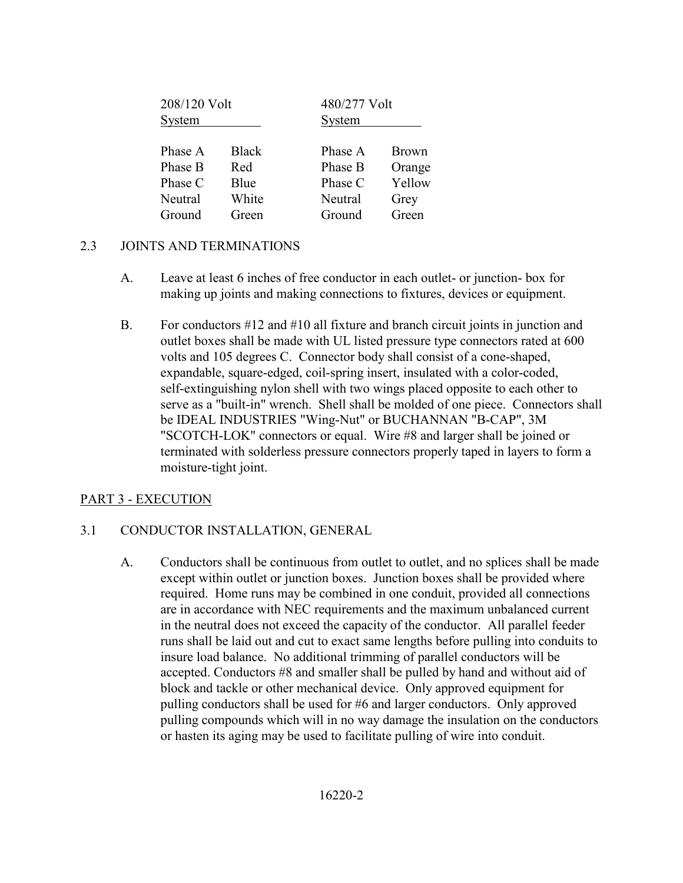| 208/120 Volt System | | 480/277 Volt System | |
|---|---|---|---|
| Phase A | Black | Phase A | Brown |
| Phase B | Red | Phase B | Orange |
| Phase C | Blue | Phase C | Yellow |
| Neutral | White | Neutral | Grey |
| Ground | Green | Ground | Green |

2.3 JOINTS AND TERMINATIONS

A. Leave at least 6 inches of free conductor in each outlet- or junction- box for making up joints and making connections to fixtures, devices or equipment.

B. For conductors #12 and #10 all fixture and branch circuit joints in junction and outlet boxes shall be made with UL listed pressure type connectors rated at 600 volts and 105 degrees C. Connector body shall consist of a cone-shaped, expandable, square-edged, coil-spring insert, insulated with a color-coded, self-extinguishing nylon shell with two wings placed opposite to each other to serve as a "built-in" wrench. Shell shall be molded of one piece. Connectors shall be IDEAL INDUSTRIES "Wing-Nut" or BUCHANNAN "B-CAP", 3M "SCOTCH-LOK" connectors or equal. Wire #8 and larger shall be joined or terminated with solderless pressure connectors properly taped in layers to form a moisture-tight joint.

PART 3 - EXECUTION

3.1 CONDUCTOR INSTALLATION, GENERAL

A. Conductors shall be continuous from outlet to outlet, and no splices shall be made except within outlet or junction boxes. Junction boxes shall be provided where required. Home runs may be combined in one conduit, provided all connections are in accordance with NEC requirements and the maximum unbalanced current in the neutral does not exceed the capacity of the conductor. All parallel feeder runs shall be laid out and cut to exact same lengths before pulling into conduits to insure load balance. No additional trimming of parallel conductors will be accepted. Conductors #8 and smaller shall be pulled by hand and without aid of block and tackle or other mechanical device. Only approved equipment for pulling conductors shall be used for #6 and larger conductors. Only approved pulling compounds which will in no way damage the insulation on the conductors or hasten its aging may be used to facilitate pulling of wire into conduit.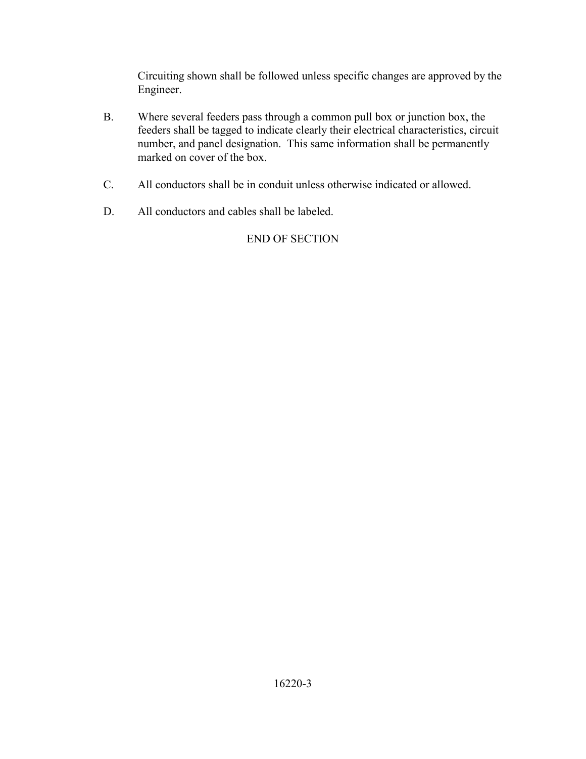Circuiting shown shall be followed unless specific changes are approved by the Engineer.

B. Where several feeders pass through a common pull box or junction box, the feeders shall be tagged to indicate clearly their electrical characteristics, circuit number, and panel designation. This same information shall be permanently marked on cover of the box.

C. All conductors shall be in conduit unless otherwise indicated or allowed.

D. All conductors and cables shall be labeled.

END OF SECTION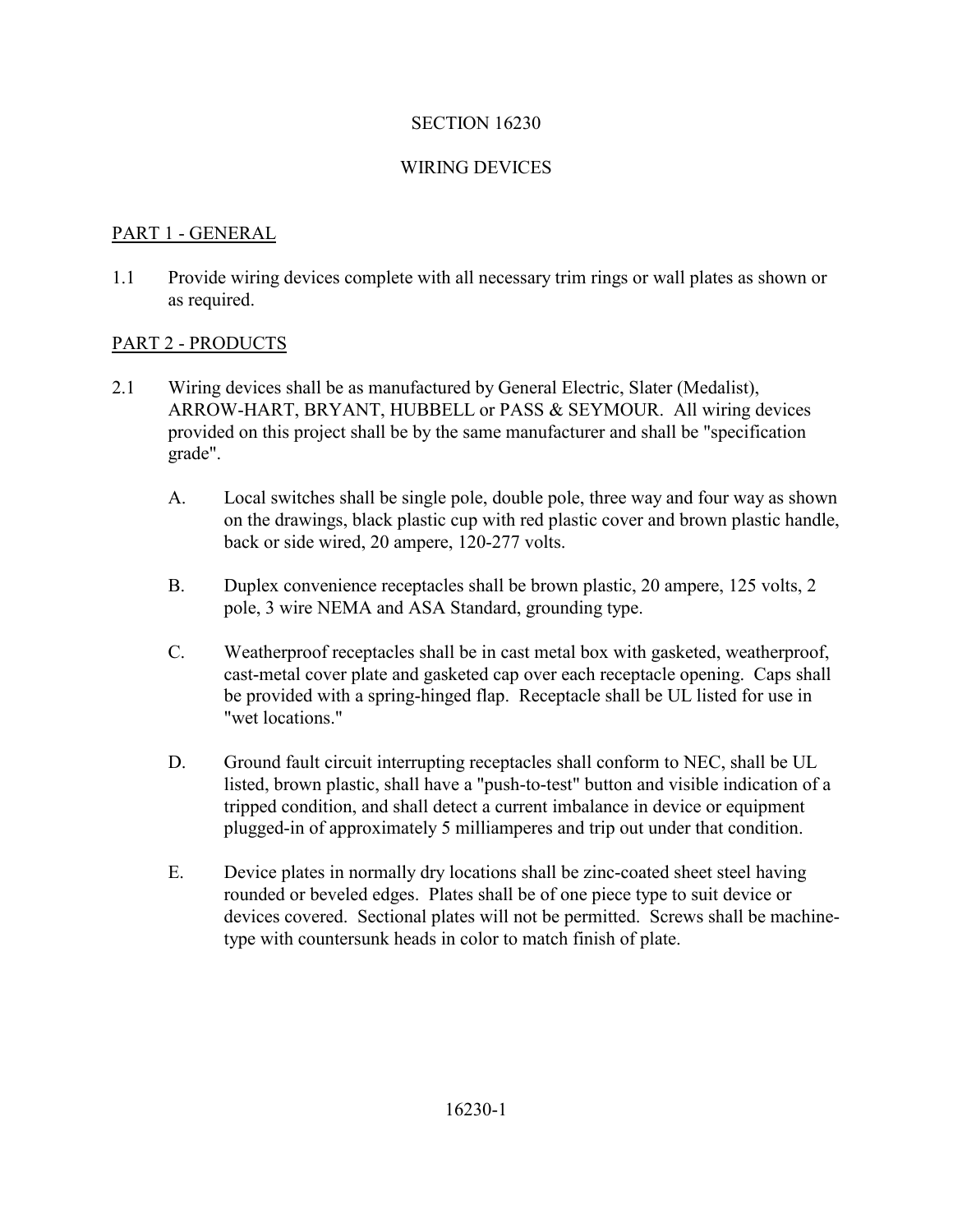# SECTION 16230

## WIRING DEVICES

## PART 1 - GENERAL

1.1 Provide wiring devices complete with all necessary trim rings or wall plates as shown or as required.

## PART 2 - PRODUCTS

2.1 Wiring devices shall be as manufactured by General Electric, Slater (Medalist), ARROW-HART, BRYANT, HUBBELL or PASS & SEYMOUR. All wiring devices provided on this project shall be by the same manufacturer and shall be "specification grade".

A. Local switches shall be single pole, double pole, three way and four way as shown on the drawings, black plastic cup with red plastic cover and brown plastic handle, back or side wired, 20 ampere, 120-277 volts.

B. Duplex convenience receptacles shall be brown plastic, 20 ampere, 125 volts, 2 pole, 3 wire NEMA and ASA Standard, grounding type.

C. Weatherproof receptacles shall be in cast metal box with gasketed, weatherproof, cast-metal cover plate and gasketed cap over each receptacle opening. Caps shall be provided with a spring-hinged flap. Receptacle shall be UL listed for use in "wet locations."

D. Ground fault circuit interrupting receptacles shall conform to NEC, shall be UL listed, brown plastic, shall have a "push-to-test" button and visible indication of a tripped condition, and shall detect a current imbalance in device or equipment plugged-in of approximately 5 milliamperes and trip out under that condition.

E. Device plates in normally dry locations shall be zinc-coated sheet steel having rounded or beveled edges. Plates shall be of one piece type to suit device or devices covered. Sectional plates will not be permitted. Screws shall be machine-type with countersunk heads in color to match finish of plate.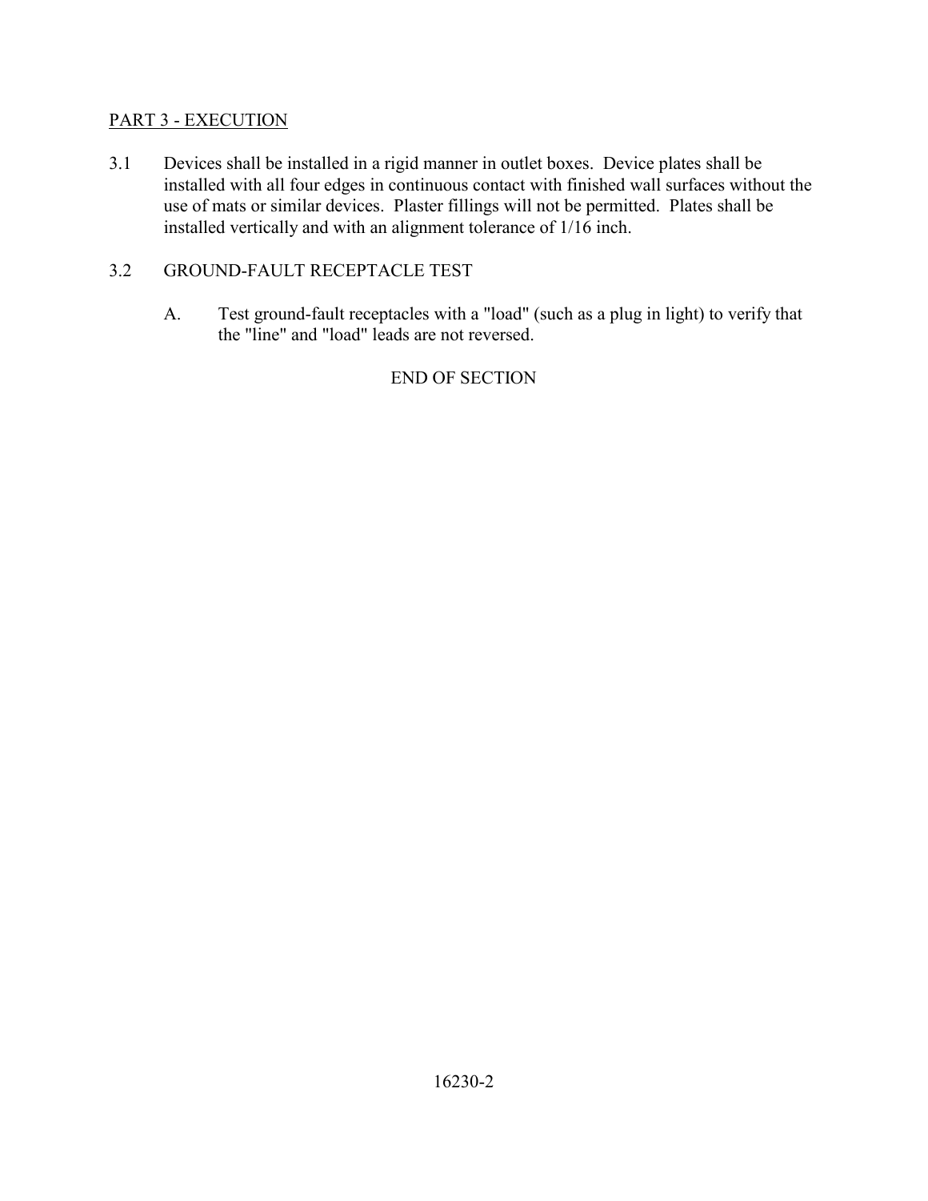## PART 3 - EXECUTION

3.1 Devices shall be installed in a rigid manner in outlet boxes. Device plates shall be installed with all four edges in continuous contact with finished wall surfaces without the use of mats or similar devices. Plaster fillings will not be permitted. Plates shall be installed vertically and with an alignment tolerance of 1/16 inch.

3.2 GROUND-FAULT RECEPTACLE TEST

A. Test ground-fault receptacles with a "load" (such as a plug in light) to verify that the "line" and "load" leads are not reversed.

END OF SECTION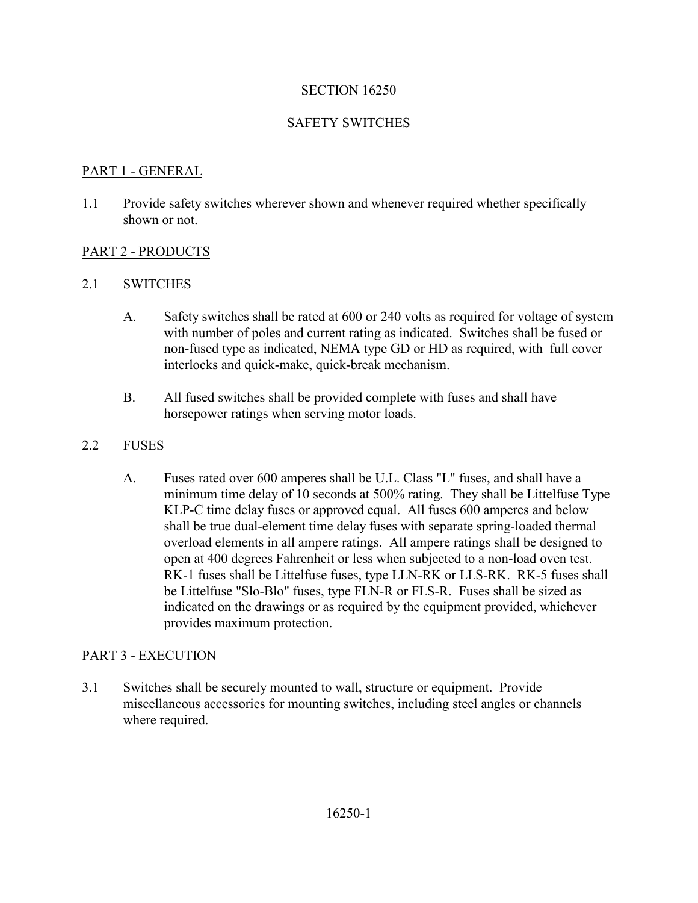# SECTION 16250

# SAFETY SWITCHES

## PART 1 - GENERAL

1.1 Provide safety switches wherever shown and whenever required whether specifically shown or not.

## PART 2 - PRODUCTS

### 2.1 SWITCHES

A. Safety switches shall be rated at 600 or 240 volts as required for voltage of system with number of poles and current rating as indicated. Switches shall be fused or non-fused type as indicated, NEMA type GD or HD as required, with full cover interlocks and quick-make, quick-break mechanism.

B. All fused switches shall be provided complete with fuses and shall have horsepower ratings when serving motor loads.

### 2.2 FUSES

A. Fuses rated over 600 amperes shall be U.L. Class "L" fuses, and shall have a minimum time delay of 10 seconds at 500% rating. They shall be Littelfuse Type KLP-C time delay fuses or approved equal. All fuses 600 amperes and below shall be true dual-element time delay fuses with separate spring-loaded thermal overload elements in all ampere ratings. All ampere ratings shall be designed to open at 400 degrees Fahrenheit or less when subjected to a non-load oven test. RK-1 fuses shall be Littelfuse fuses, type LLN-RK or LLS-RK. RK-5 fuses shall be Littelfuse "Slo-Blo" fuses, type FLN-R or FLS-R. Fuses shall be sized as indicated on the drawings or as required by the equipment provided, whichever provides maximum protection.

## PART 3 - EXECUTION

3.1 Switches shall be securely mounted to wall, structure or equipment. Provide miscellaneous accessories for mounting switches, including steel angles or channels where required.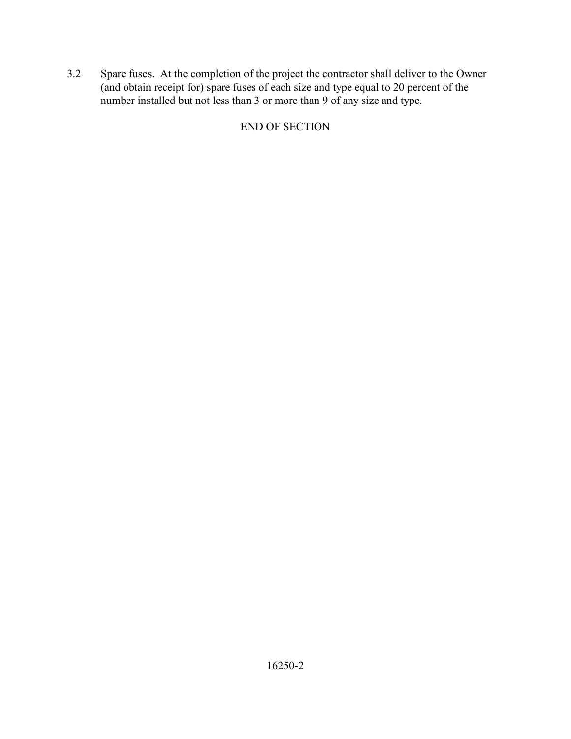3.2 Spare fuses. At the completion of the project the contractor shall deliver to the Owner (and obtain receipt for) spare fuses of each size and type equal to 20 percent of the number installed but not less than 3 or more than 9 of any size and type.

END OF SECTION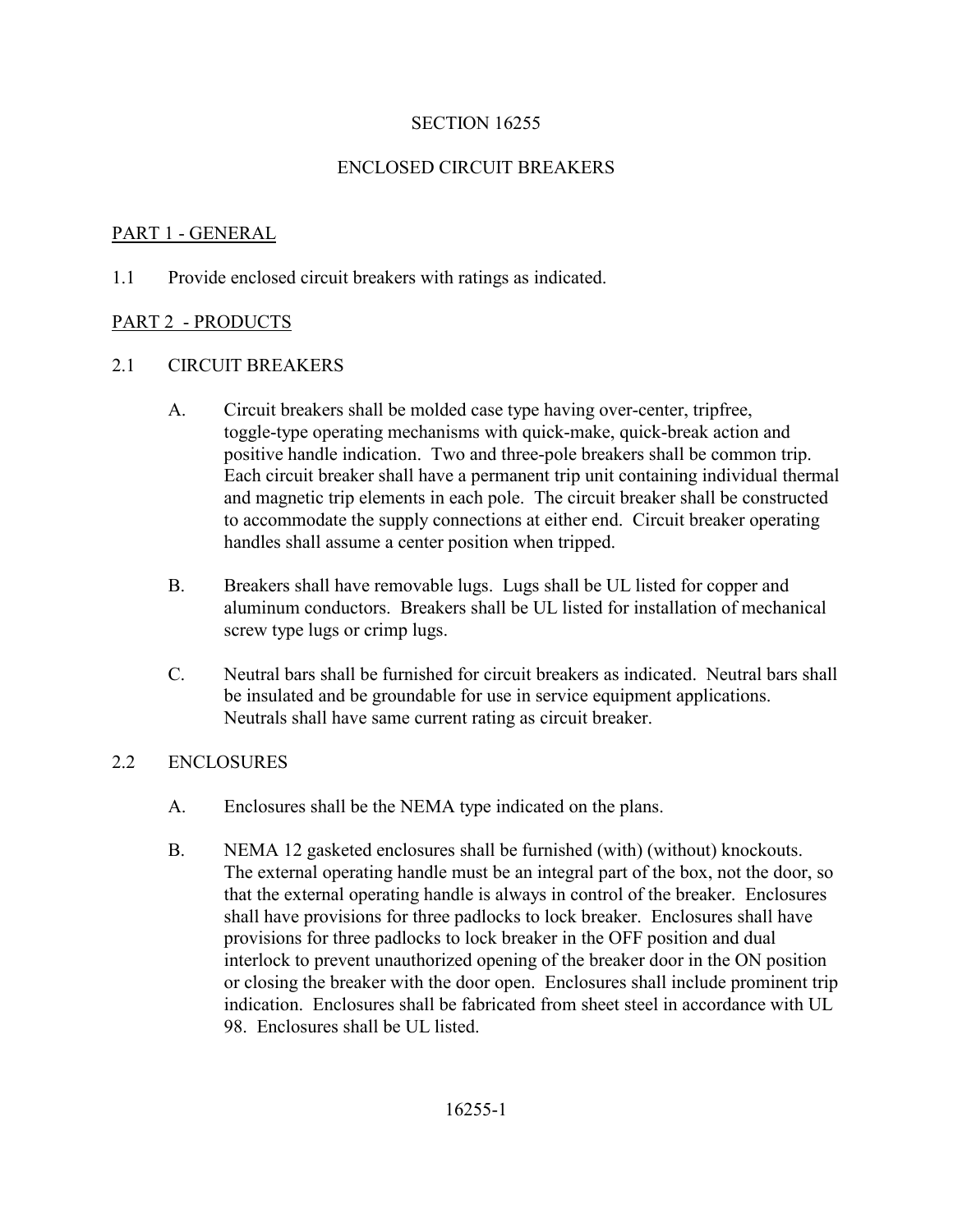# SECTION 16255

# ENCLOSED CIRCUIT BREAKERS

## PART 1 - GENERAL

1.1 Provide enclosed circuit breakers with ratings as indicated.

## PART 2 - PRODUCTS

### 2.1 CIRCUIT BREAKERS

A. Circuit breakers shall be molded case type having over-center, tripfree, toggle-type operating mechanisms with quick-make, quick-break action and positive handle indication. Two and three-pole breakers shall be common trip. Each circuit breaker shall have a permanent trip unit containing individual thermal and magnetic trip elements in each pole. The circuit breaker shall be constructed to accommodate the supply connections at either end. Circuit breaker operating handles shall assume a center position when tripped.

B. Breakers shall have removable lugs. Lugs shall be UL listed for copper and aluminum conductors. Breakers shall be UL listed for installation of mechanical screw type lugs or crimp lugs.

C. Neutral bars shall be furnished for circuit breakers as indicated. Neutral bars shall be insulated and be groundable for use in service equipment applications. Neutrals shall have same current rating as circuit breaker.

### 2.2 ENCLOSURES

A. Enclosures shall be the NEMA type indicated on the plans.

B. NEMA 12 gasketed enclosures shall be furnished (with) (without) knockouts. The external operating handle must be an integral part of the box, not the door, so that the external operating handle is always in control of the breaker. Enclosures shall have provisions for three padlocks to lock breaker. Enclosures shall have provisions for three padlocks to lock breaker in the OFF position and dual interlock to prevent unauthorized opening of the breaker door in the ON position or closing the breaker with the door open. Enclosures shall include prominent trip indication. Enclosures shall be fabricated from sheet steel in accordance with UL 98. Enclosures shall be UL listed.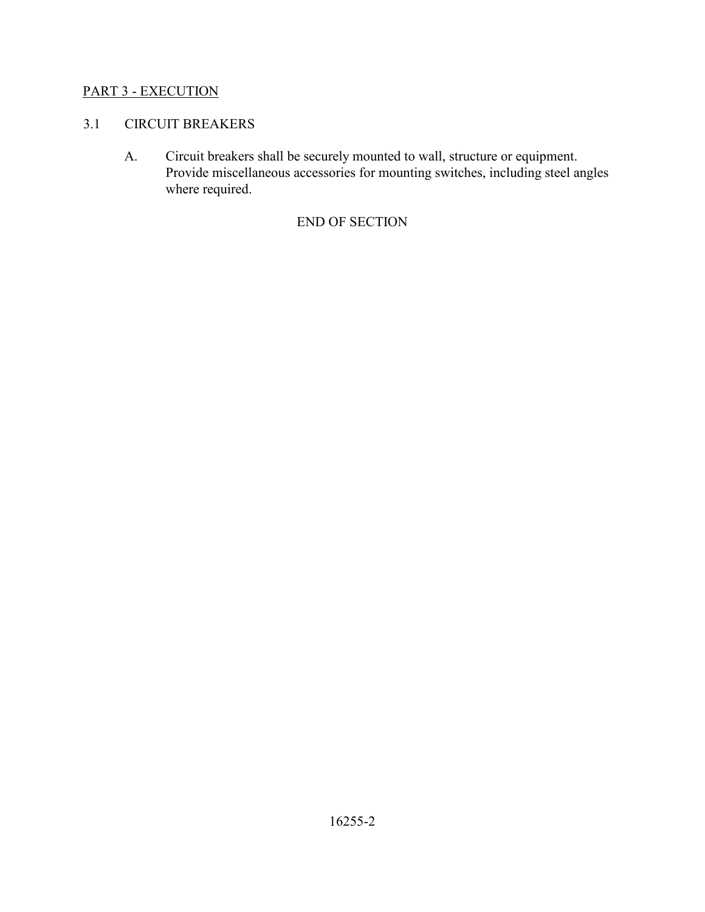## PART 3 - EXECUTION

### 3.1 CIRCUIT BREAKERS

A. Circuit breakers shall be securely mounted to wall, structure or equipment. Provide miscellaneous accessories for mounting switches, including steel angles where required.

END OF SECTION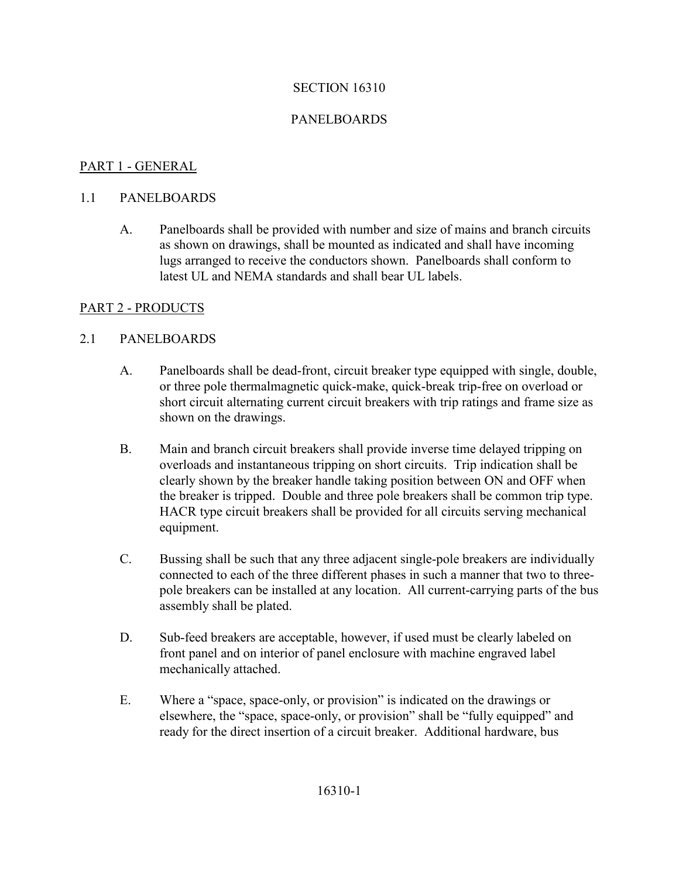SECTION 16310

PANELBOARDS

## PART 1 - GENERAL

1.1 PANELBOARDS

A. Panelboards shall be provided with number and size of mains and branch circuits as shown on drawings, shall be mounted as indicated and shall have incoming lugs arranged to receive the conductors shown. Panelboards shall conform to latest UL and NEMA standards and shall bear UL labels.

## PART 2 - PRODUCTS

2.1 PANELBOARDS

A. Panelboards shall be dead-front, circuit breaker type equipped with single, double, or three pole thermalmagnetic quick-make, quick-break trip-free on overload or short circuit alternating current circuit breakers with trip ratings and frame size as shown on the drawings.

B. Main and branch circuit breakers shall provide inverse time delayed tripping on overloads and instantaneous tripping on short circuits. Trip indication shall be clearly shown by the breaker handle taking position between ON and OFF when the breaker is tripped. Double and three pole breakers shall be common trip type. HACR type circuit breakers shall be provided for all circuits serving mechanical equipment.

C. Bussing shall be such that any three adjacent single-pole breakers are individually connected to each of the three different phases in such a manner that two to three-pole breakers can be installed at any location. All current-carrying parts of the bus assembly shall be plated.

D. Sub-feed breakers are acceptable, however, if used must be clearly labeled on front panel and on interior of panel enclosure with machine engraved label mechanically attached.

E. Where a "space, space-only, or provision" is indicated on the drawings or elsewhere, the "space, space-only, or provision" shall be "fully equipped" and ready for the direct insertion of a circuit breaker. Additional hardware, bus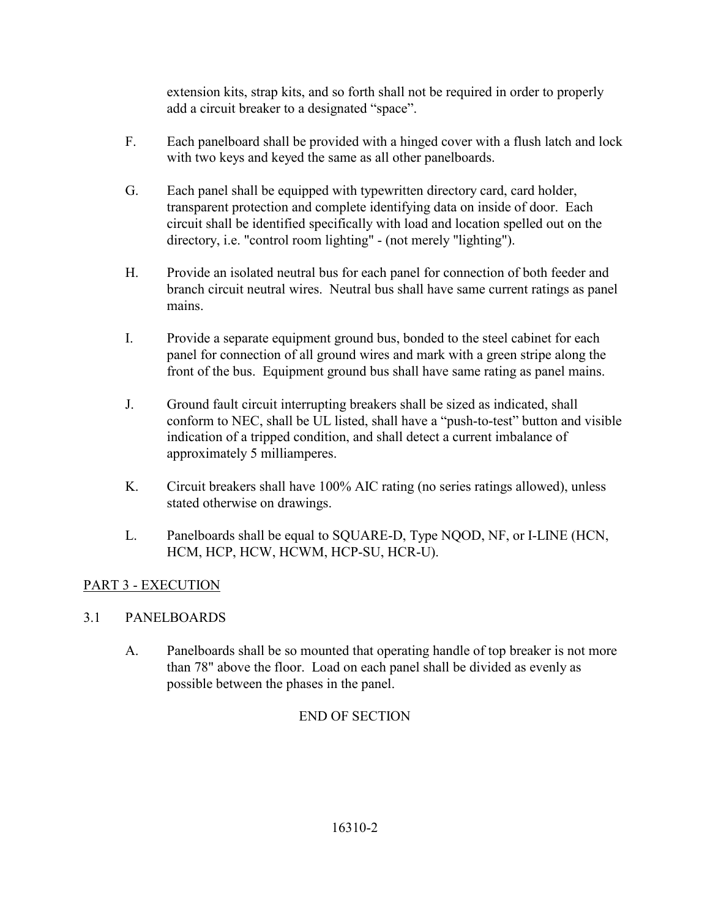extension kits, strap kits, and so forth shall not be required in order to properly add a circuit breaker to a designated “space”.

F. Each panelboard shall be provided with a hinged cover with a flush latch and lock with two keys and keyed the same as all other panelboards.

G. Each panel shall be equipped with typewritten directory card, card holder, transparent protection and complete identifying data on inside of door. Each circuit shall be identified specifically with load and location spelled out on the directory, i.e. "control room lighting" - (not merely "lighting").

H. Provide an isolated neutral bus for each panel for connection of both feeder and branch circuit neutral wires. Neutral bus shall have same current ratings as panel mains.

I. Provide a separate equipment ground bus, bonded to the steel cabinet for each panel for connection of all ground wires and mark with a green stripe along the front of the bus. Equipment ground bus shall have same rating as panel mains.

J. Ground fault circuit interrupting breakers shall be sized as indicated, shall conform to NEC, shall be UL listed, shall have a “push-to-test” button and visible indication of a tripped condition, and shall detect a current imbalance of approximately 5 milliamperes.

K. Circuit breakers shall have 100% AIC rating (no series ratings allowed), unless stated otherwise on drawings.

L. Panelboards shall be equal to SQUARE-D, Type NQOD, NF, or I-LINE (HCN, HCM, HCP, HCW, HCWM, HCP-SU, HCR-U).

## PART 3 - EXECUTION

### 3.1 PANELBOARDS

A. Panelboards shall be so mounted that operating handle of top breaker is not more than 78" above the floor. Load on each panel shall be divided as evenly as possible between the phases in the panel.

END OF SECTION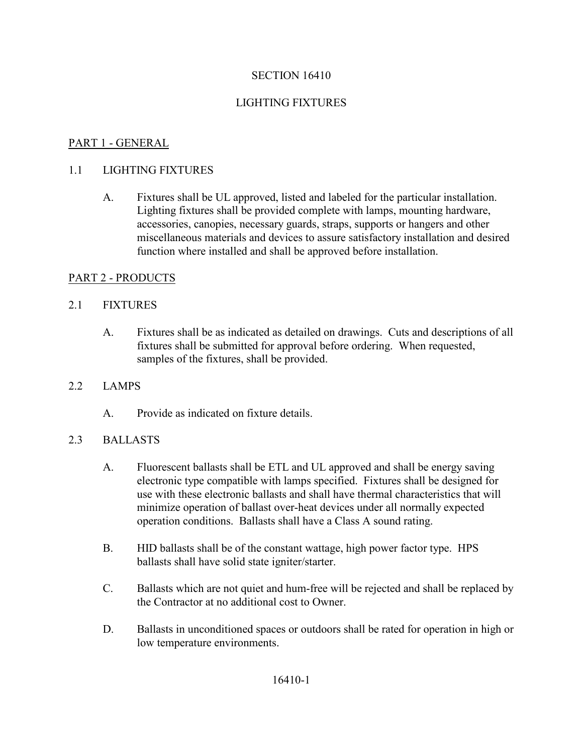# SECTION 16410

# LIGHTING FIXTURES

## PART 1 - GENERAL

### 1.1 LIGHTING FIXTURES

A. Fixtures shall be UL approved, listed and labeled for the particular installation. Lighting fixtures shall be provided complete with lamps, mounting hardware, accessories, canopies, necessary guards, straps, supports or hangers and other miscellaneous materials and devices to assure satisfactory installation and desired function where installed and shall be approved before installation.

## PART 2 - PRODUCTS

### 2.1 FIXTURES

A. Fixtures shall be as indicated as detailed on drawings. Cuts and descriptions of all fixtures shall be submitted for approval before ordering. When requested, samples of the fixtures, shall be provided.

### 2.2 LAMPS

A. Provide as indicated on fixture details.

### 2.3 BALLASTS

A. Fluorescent ballasts shall be ETL and UL approved and shall be energy saving electronic type compatible with lamps specified. Fixtures shall be designed for use with these electronic ballasts and shall have thermal characteristics that will minimize operation of ballast over-heat devices under all normally expected operation conditions. Ballasts shall have a Class A sound rating.

B. HID ballasts shall be of the constant wattage, high power factor type. HPS ballasts shall have solid state igniter/starter.

C. Ballasts which are not quiet and hum-free will be rejected and shall be replaced by the Contractor at no additional cost to Owner.

D. Ballasts in unconditioned spaces or outdoors shall be rated for operation in high or low temperature environments.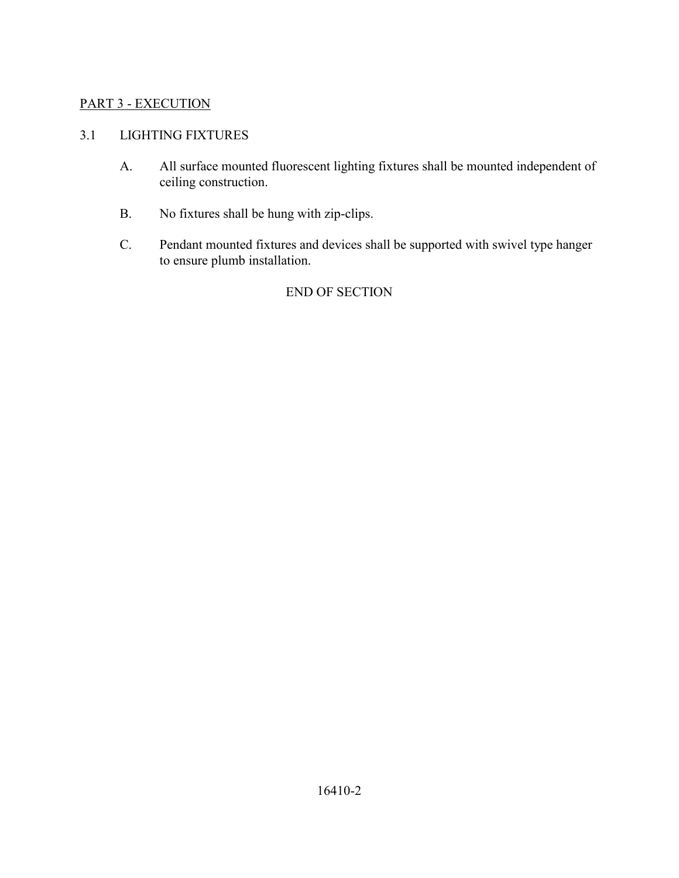## PART 3 - EXECUTION

### 3.1 LIGHTING FIXTURES

A. All surface mounted fluorescent lighting fixtures shall be mounted independent of ceiling construction.

B. No fixtures shall be hung with zip-clips.

C. Pendant mounted fixtures and devices shall be supported with swivel type hanger to ensure plumb installation.

END OF SECTION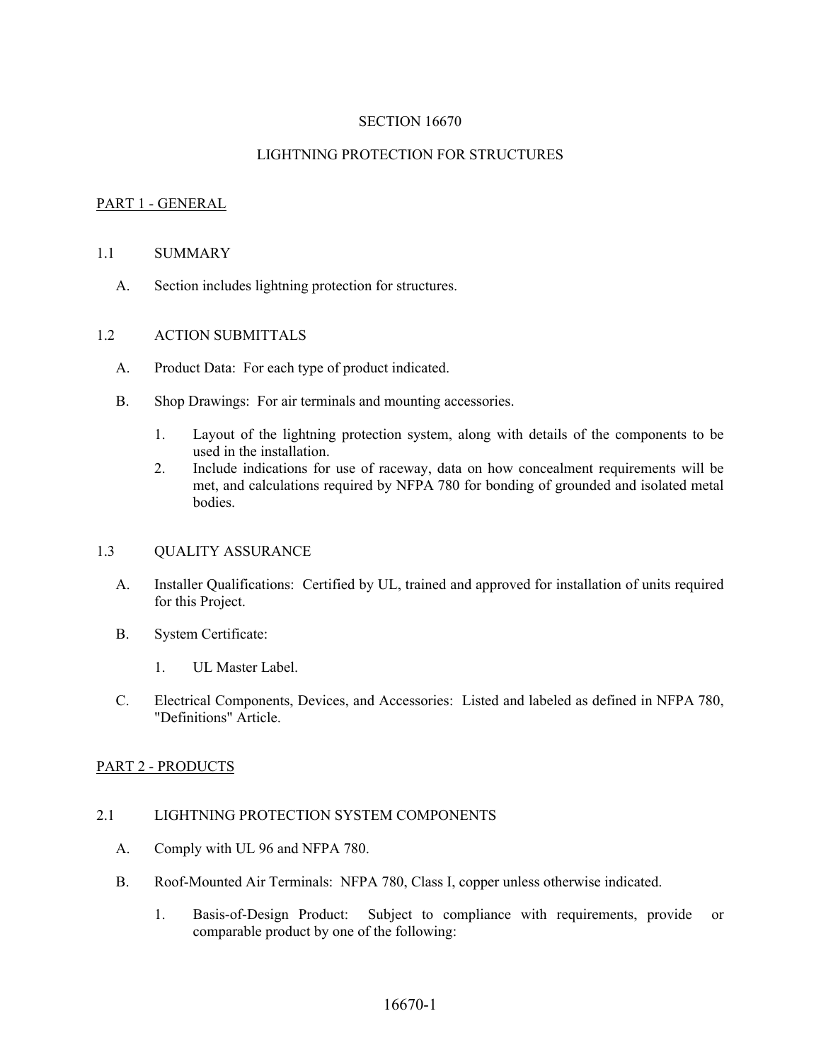SECTION 16670

LIGHTNING PROTECTION FOR STRUCTURES

## PART 1 - GENERAL

### 1.1 SUMMARY

A. Section includes lightning protection for structures.

### 1.2 ACTION SUBMITTALS

A. Product Data: For each type of product indicated.

B. Shop Drawings: For air terminals and mounting accessories.

1. Layout of the lightning protection system, along with details of the components to be used in the installation.
2. Include indications for use of raceway, data on how concealment requirements will be met, and calculations required by NFPA 780 for bonding of grounded and isolated metal bodies.

### 1.3 QUALITY ASSURANCE

A. Installer Qualifications: Certified by UL, trained and approved for installation of units required for this Project.

B. System Certificate:

1. UL Master Label.

C. Electrical Components, Devices, and Accessories: Listed and labeled as defined in NFPA 780, "Definitions" Article.

## PART 2 - PRODUCTS

### 2.1 LIGHTNING PROTECTION SYSTEM COMPONENTS

A. Comply with UL 96 and NFPA 780.

B. Roof-Mounted Air Terminals: NFPA 780, Class I, copper unless otherwise indicated.

1. Basis-of-Design Product: Subject to compliance with requirements, provide or comparable product by one of the following: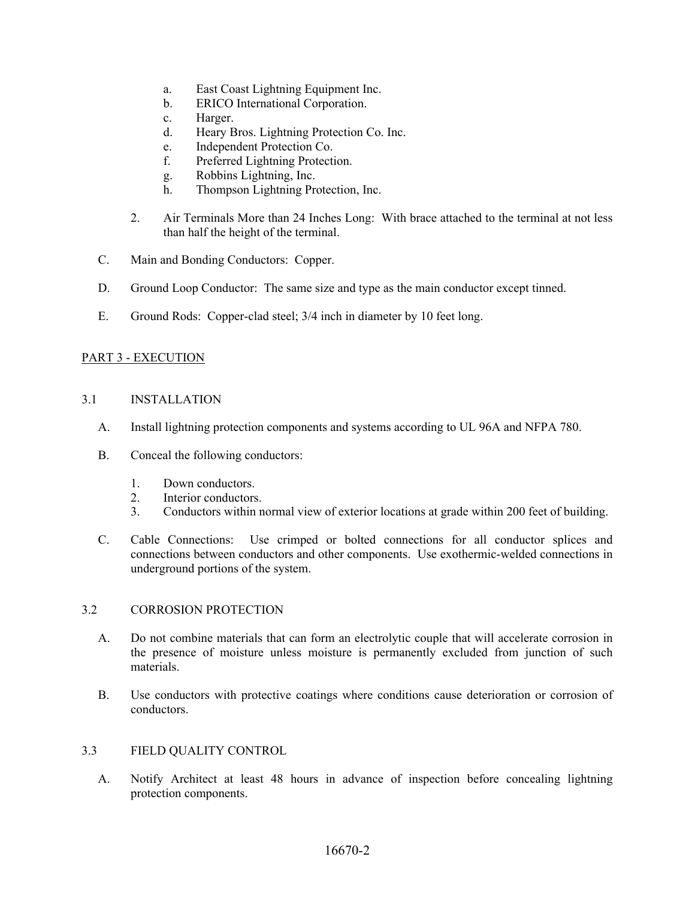a. East Coast Lightning Equipment Inc.
b. ERICO International Corporation.
c. Harger.
d. Heary Bros. Lightning Protection Co. Inc.
e. Independent Protection Co.
f. Preferred Lightning Protection.
g. Robbins Lightning, Inc.
h. Thompson Lightning Protection, Inc.

2. Air Terminals More than 24 Inches Long: With brace attached to the terminal at not less than half the height of the terminal.

C. Main and Bonding Conductors: Copper.

D. Ground Loop Conductor: The same size and type as the main conductor except tinned.

E. Ground Rods: Copper-clad steel; 3/4 inch in diameter by 10 feet long.

## PART 3 - EXECUTION

### 3.1 INSTALLATION

A. Install lightning protection components and systems according to UL 96A and NFPA 780.

B. Conceal the following conductors:

1. Down conductors.
2. Interior conductors.
3. Conductors within normal view of exterior locations at grade within 200 feet of building.

C. Cable Connections: Use crimped or bolted connections for all conductor splices and connections between conductors and other components. Use exothermic-welded connections in underground portions of the system.

### 3.2 CORROSION PROTECTION

A. Do not combine materials that can form an electrolytic couple that will accelerate corrosion in the presence of moisture unless moisture is permanently excluded from junction of such materials.

B. Use conductors with protective coatings where conditions cause deterioration or corrosion of conductors.

### 3.3 FIELD QUALITY CONTROL

A. Notify Architect at least 48 hours in advance of inspection before concealing lightning protection components.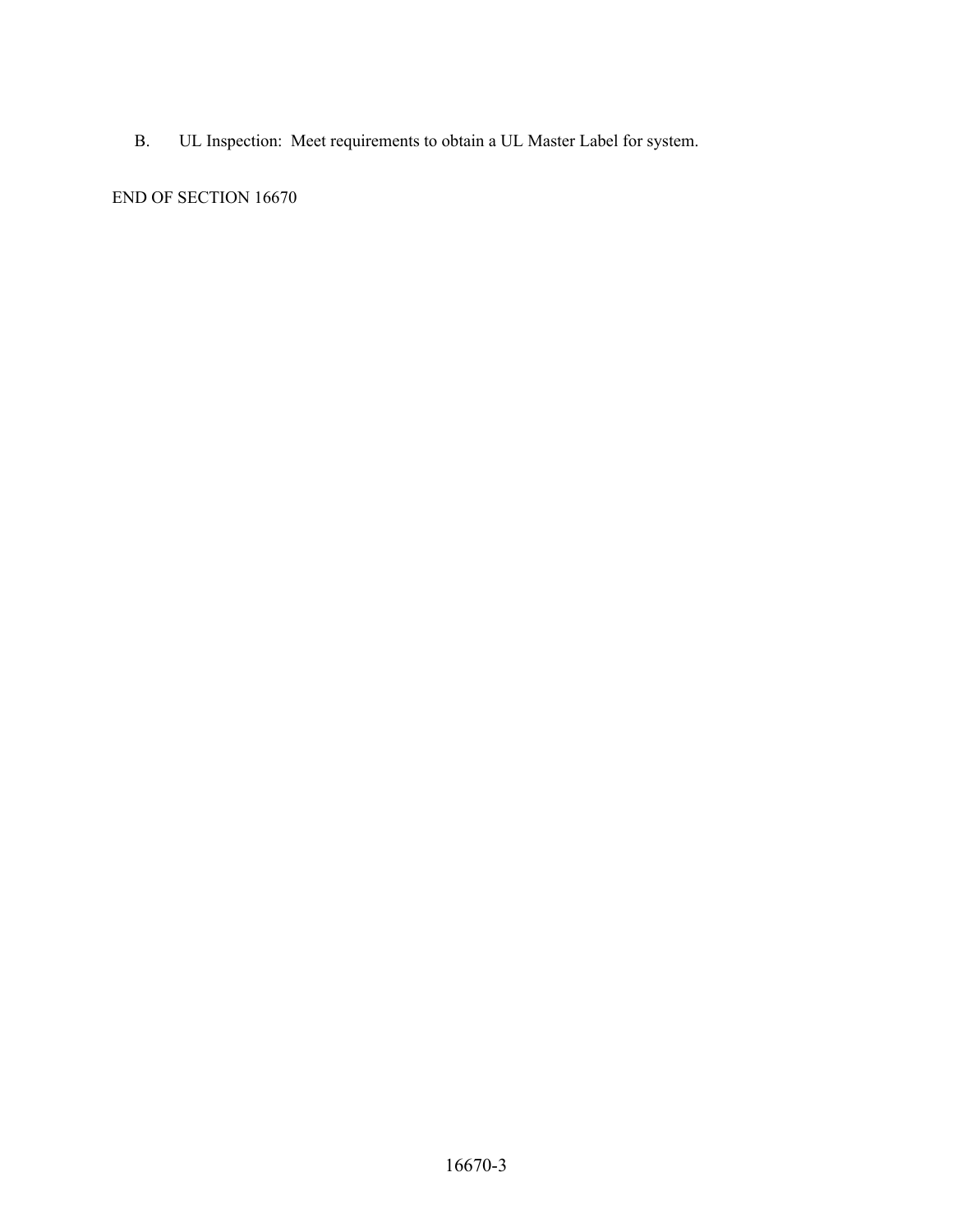B. UL Inspection: Meet requirements to obtain a UL Master Label for system.

END OF SECTION 16670